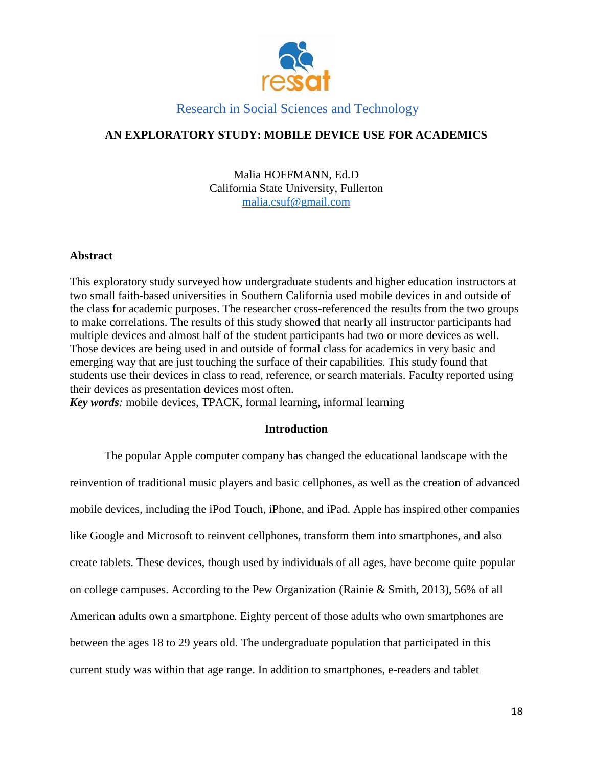Research in Social Sciences and Technology

# AN EXPLORATORY STUDY: MOBILE DEVICE USE FOR ACADEMICS

Malia HOFFMANN, Ed.D
California State University, Fullerton
malia.csuf@gmail.com

## Abstract

This exploratory study surveyed how undergraduate students and higher education instructors at two small faith-based universities in Southern California used mobile devices in and outside of the class for academic purposes. The researcher cross-referenced the results from the two groups to make correlations. The results of this study showed that nearly all instructor participants had multiple devices and almost half of the student participants had two or more devices as well. Those devices are being used in and outside of formal class for academics in very basic and emerging way that are just touching the surface of their capabilities. This study found that students use their devices in class to read, reference, or search materials. Faculty reported using their devices as presentation devices most often.

***Key words:*** mobile devices, TPACK, formal learning, informal learning

## Introduction

The popular Apple computer company has changed the educational landscape with the reinvention of traditional music players and basic cellphones, as well as the creation of advanced mobile devices, including the iPod Touch, iPhone, and iPad. Apple has inspired other companies like Google and Microsoft to reinvent cellphones, transform them into smartphones, and also create tablets. These devices, though used by individuals of all ages, have become quite popular on college campuses. According to the Pew Organization (Rainie & Smith, 2013), 56% of all American adults own a smartphone. Eighty percent of those adults who own smartphones are between the ages 18 to 29 years old. The undergraduate population that participated in this current study was within that age range. In addition to smartphones, e-readers and tablet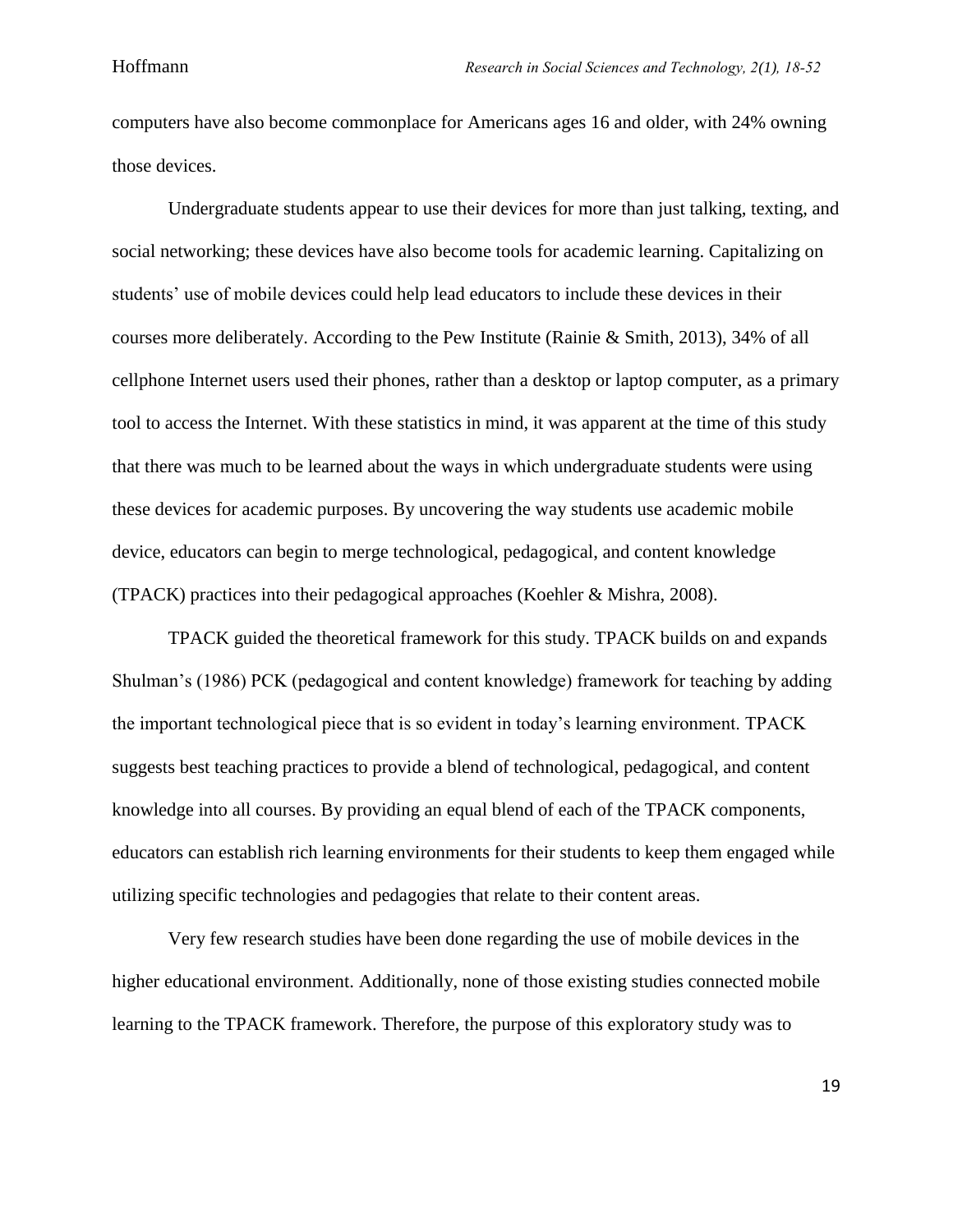computers have also become commonplace for Americans ages 16 and older, with 24% owning those devices.

Undergraduate students appear to use their devices for more than just talking, texting, and social networking; these devices have also become tools for academic learning. Capitalizing on students' use of mobile devices could help lead educators to include these devices in their courses more deliberately. According to the Pew Institute (Rainie & Smith, 2013), 34% of all cellphone Internet users used their phones, rather than a desktop or laptop computer, as a primary tool to access the Internet. With these statistics in mind, it was apparent at the time of this study that there was much to be learned about the ways in which undergraduate students were using these devices for academic purposes. By uncovering the way students use academic mobile device, educators can begin to merge technological, pedagogical, and content knowledge (TPACK) practices into their pedagogical approaches (Koehler & Mishra, 2008).

TPACK guided the theoretical framework for this study. TPACK builds on and expands Shulman's (1986) PCK (pedagogical and content knowledge) framework for teaching by adding the important technological piece that is so evident in today's learning environment. TPACK suggests best teaching practices to provide a blend of technological, pedagogical, and content knowledge into all courses. By providing an equal blend of each of the TPACK components, educators can establish rich learning environments for their students to keep them engaged while utilizing specific technologies and pedagogies that relate to their content areas.

Very few research studies have been done regarding the use of mobile devices in the higher educational environment. Additionally, none of those existing studies connected mobile learning to the TPACK framework. Therefore, the purpose of this exploratory study was to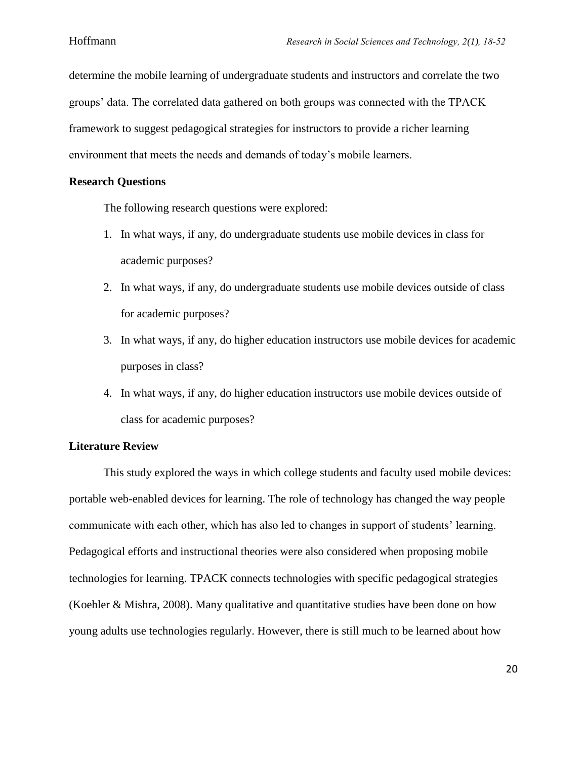determine the mobile learning of undergraduate students and instructors and correlate the two groups' data. The correlated data gathered on both groups was connected with the TPACK framework to suggest pedagogical strategies for instructors to provide a richer learning environment that meets the needs and demands of today's mobile learners.

## Research Questions

The following research questions were explored:

1. In what ways, if any, do undergraduate students use mobile devices in class for academic purposes?
2. In what ways, if any, do undergraduate students use mobile devices outside of class for academic purposes?
3. In what ways, if any, do higher education instructors use mobile devices for academic purposes in class?
4. In what ways, if any, do higher education instructors use mobile devices outside of class for academic purposes?

## Literature Review

This study explored the ways in which college students and faculty used mobile devices: portable web-enabled devices for learning. The role of technology has changed the way people communicate with each other, which has also led to changes in support of students' learning. Pedagogical efforts and instructional theories were also considered when proposing mobile technologies for learning. TPACK connects technologies with specific pedagogical strategies (Koehler & Mishra, 2008). Many qualitative and quantitative studies have been done on how young adults use technologies regularly. However, there is still much to be learned about how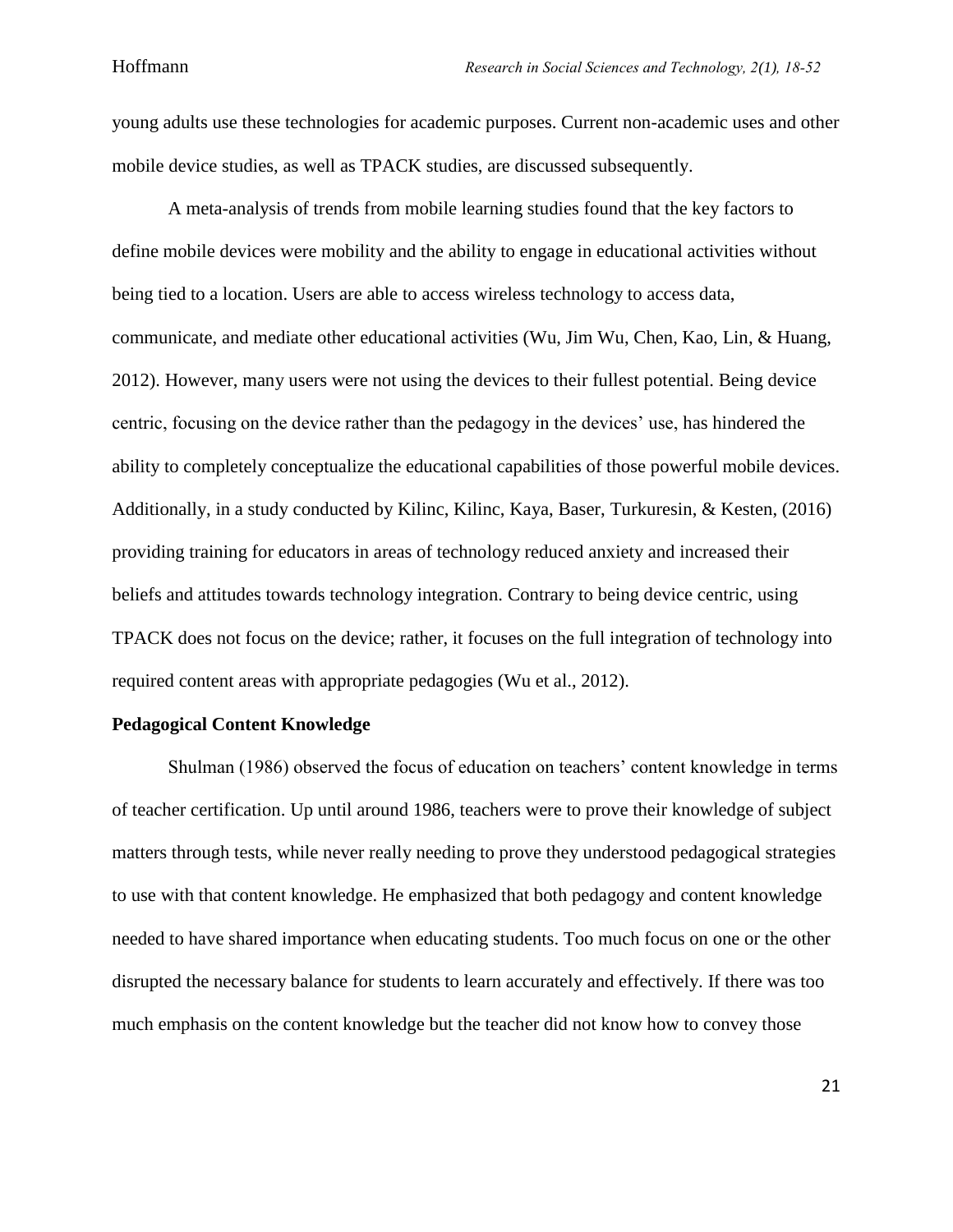young adults use these technologies for academic purposes. Current non-academic uses and other mobile device studies, as well as TPACK studies, are discussed subsequently.

A meta-analysis of trends from mobile learning studies found that the key factors to define mobile devices were mobility and the ability to engage in educational activities without being tied to a location. Users are able to access wireless technology to access data, communicate, and mediate other educational activities (Wu, Jim Wu, Chen, Kao, Lin, & Huang, 2012). However, many users were not using the devices to their fullest potential. Being device centric, focusing on the device rather than the pedagogy in the devices' use, has hindered the ability to completely conceptualize the educational capabilities of those powerful mobile devices. Additionally, in a study conducted by Kilinc, Kilinc, Kaya, Baser, Turkuresin, & Kesten, (2016) providing training for educators in areas of technology reduced anxiety and increased their beliefs and attitudes towards technology integration. Contrary to being device centric, using TPACK does not focus on the device; rather, it focuses on the full integration of technology into required content areas with appropriate pedagogies (Wu et al., 2012).

## Pedagogical Content Knowledge

Shulman (1986) observed the focus of education on teachers' content knowledge in terms of teacher certification. Up until around 1986, teachers were to prove their knowledge of subject matters through tests, while never really needing to prove they understood pedagogical strategies to use with that content knowledge. He emphasized that both pedagogy and content knowledge needed to have shared importance when educating students. Too much focus on one or the other disrupted the necessary balance for students to learn accurately and effectively. If there was too much emphasis on the content knowledge but the teacher did not know how to convey those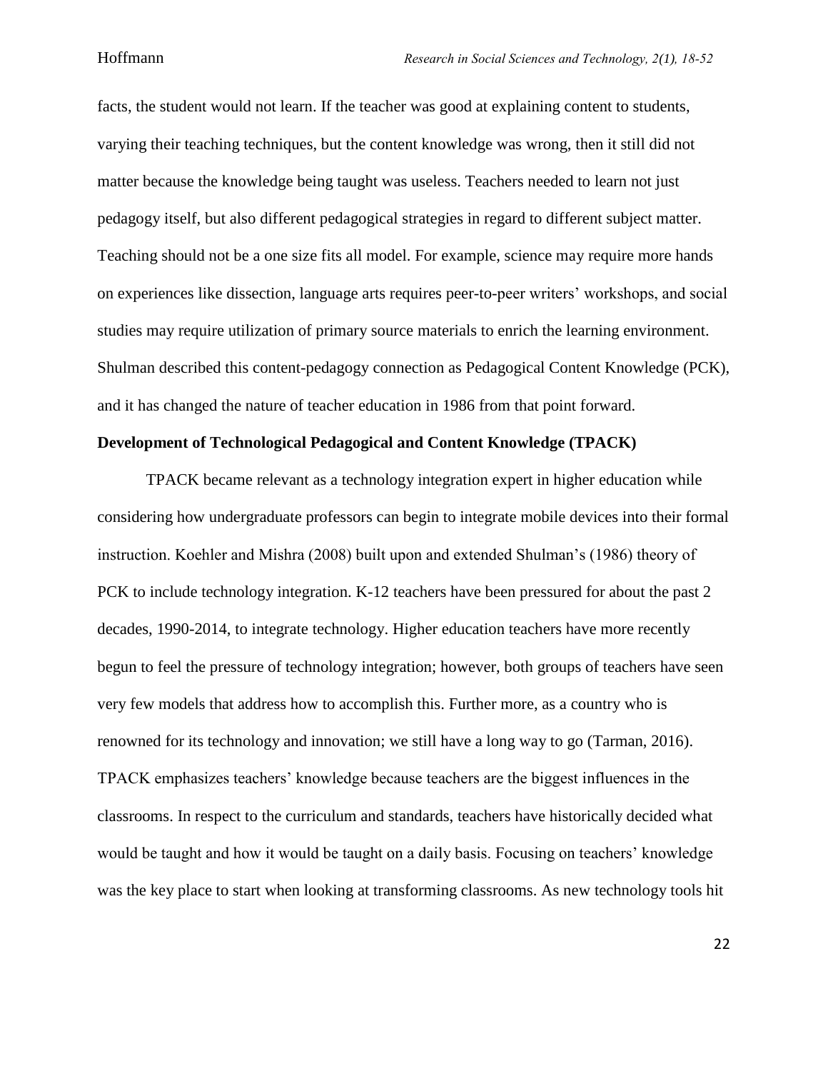facts, the student would not learn. If the teacher was good at explaining content to students, varying their teaching techniques, but the content knowledge was wrong, then it still did not matter because the knowledge being taught was useless. Teachers needed to learn not just pedagogy itself, but also different pedagogical strategies in regard to different subject matter. Teaching should not be a one size fits all model. For example, science may require more hands on experiences like dissection, language arts requires peer-to-peer writers' workshops, and social studies may require utilization of primary source materials to enrich the learning environment. Shulman described this content-pedagogy connection as Pedagogical Content Knowledge (PCK), and it has changed the nature of teacher education in 1986 from that point forward.

**Development of Technological Pedagogical and Content Knowledge (TPACK)**

TPACK became relevant as a technology integration expert in higher education while considering how undergraduate professors can begin to integrate mobile devices into their formal instruction. Koehler and Mishra (2008) built upon and extended Shulman's (1986) theory of PCK to include technology integration. K-12 teachers have been pressured for about the past 2 decades, 1990-2014, to integrate technology. Higher education teachers have more recently begun to feel the pressure of technology integration; however, both groups of teachers have seen very few models that address how to accomplish this. Further more, as a country who is renowned for its technology and innovation; we still have a long way to go (Tarman, 2016). TPACK emphasizes teachers' knowledge because teachers are the biggest influences in the classrooms. In respect to the curriculum and standards, teachers have historically decided what would be taught and how it would be taught on a daily basis. Focusing on teachers' knowledge was the key place to start when looking at transforming classrooms. As new technology tools hit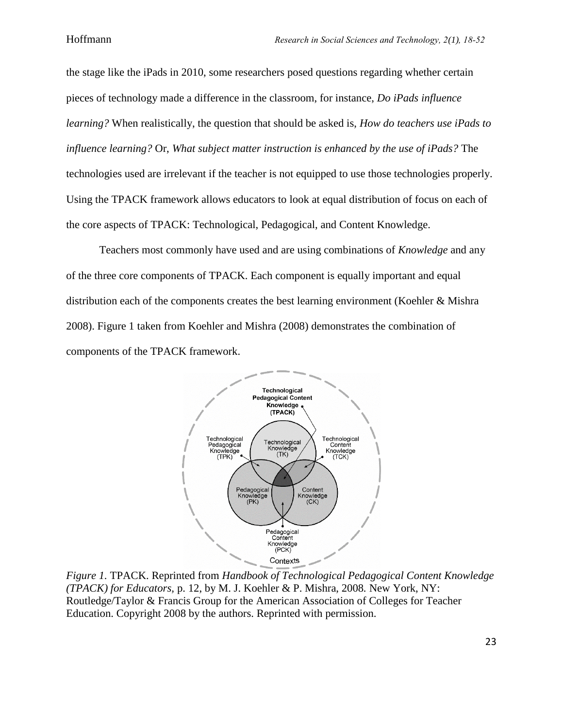the stage like the iPads in 2010, some researchers posed questions regarding whether certain pieces of technology made a difference in the classroom, for instance, *Do iPads influence learning?* When realistically, the question that should be asked is, *How do teachers use iPads to influence learning?* Or, *What subject matter instruction is enhanced by the use of iPads?* The technologies used are irrelevant if the teacher is not equipped to use those technologies properly. Using the TPACK framework allows educators to look at equal distribution of focus on each of the core aspects of TPACK: Technological, Pedagogical, and Content Knowledge.

Teachers most commonly have used and are using combinations of *Knowledge* and any of the three core components of TPACK. Each component is equally important and equal distribution each of the components creates the best learning environment (Koehler & Mishra 2008). Figure 1 taken from Koehler and Mishra (2008) demonstrates the combination of components of the TPACK framework.

*Figure 1.* TPACK. Reprinted from *Handbook of Technological Pedagogical Content Knowledge (TPACK) for Educators*, p. 12, by M. J. Koehler & P. Mishra, 2008. New York, NY: Routledge/Taylor & Francis Group for the American Association of Colleges for Teacher Education. Copyright 2008 by the authors. Reprinted with permission.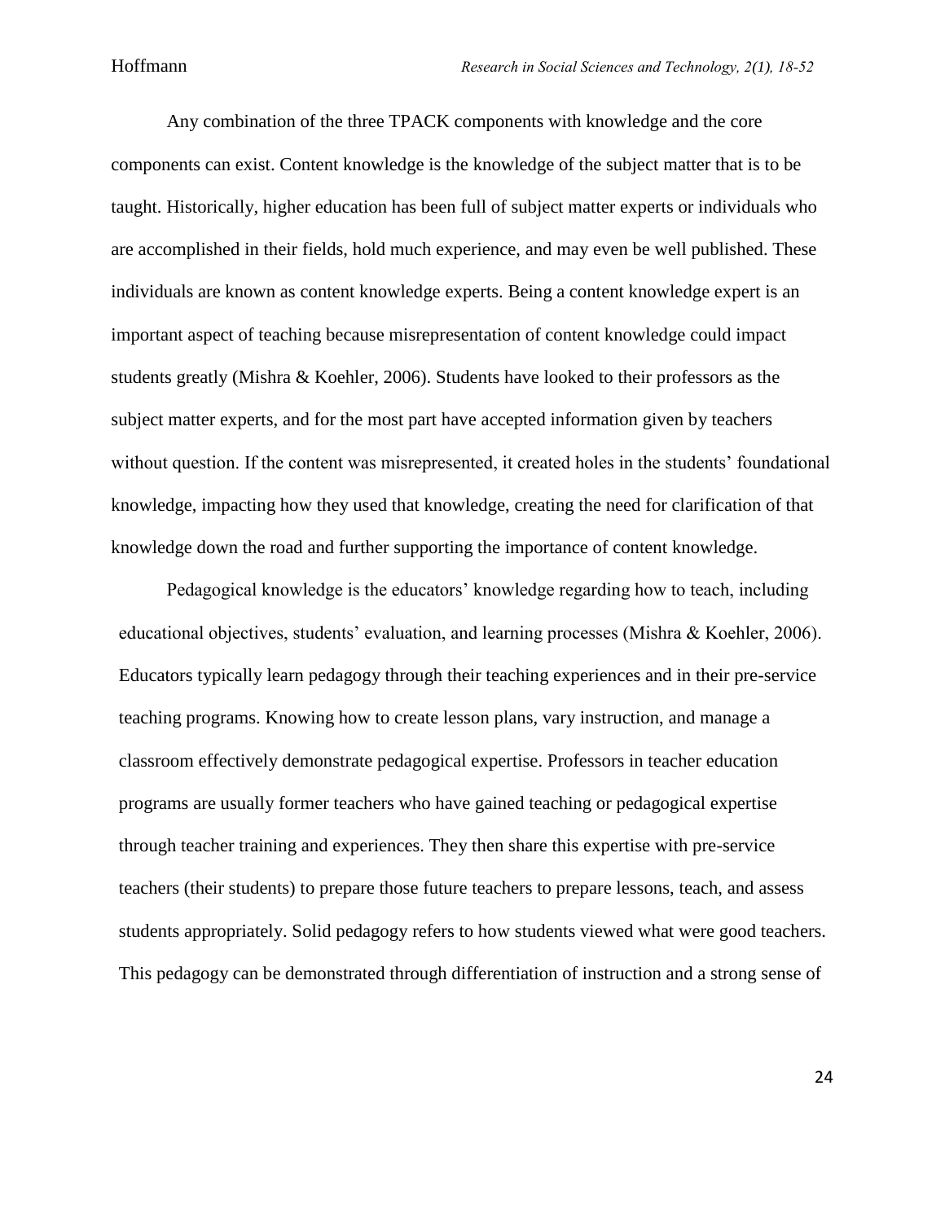Any combination of the three TPACK components with knowledge and the core components can exist. Content knowledge is the knowledge of the subject matter that is to be taught. Historically, higher education has been full of subject matter experts or individuals who are accomplished in their fields, hold much experience, and may even be well published. These individuals are known as content knowledge experts. Being a content knowledge expert is an important aspect of teaching because misrepresentation of content knowledge could impact students greatly (Mishra & Koehler, 2006). Students have looked to their professors as the subject matter experts, and for the most part have accepted information given by teachers without question. If the content was misrepresented, it created holes in the students' foundational knowledge, impacting how they used that knowledge, creating the need for clarification of that knowledge down the road and further supporting the importance of content knowledge.

Pedagogical knowledge is the educators' knowledge regarding how to teach, including educational objectives, students' evaluation, and learning processes (Mishra & Koehler, 2006). Educators typically learn pedagogy through their teaching experiences and in their pre-service teaching programs. Knowing how to create lesson plans, vary instruction, and manage a classroom effectively demonstrate pedagogical expertise. Professors in teacher education programs are usually former teachers who have gained teaching or pedagogical expertise through teacher training and experiences. They then share this expertise with pre-service teachers (their students) to prepare those future teachers to prepare lessons, teach, and assess students appropriately. Solid pedagogy refers to how students viewed what were good teachers. This pedagogy can be demonstrated through differentiation of instruction and a strong sense of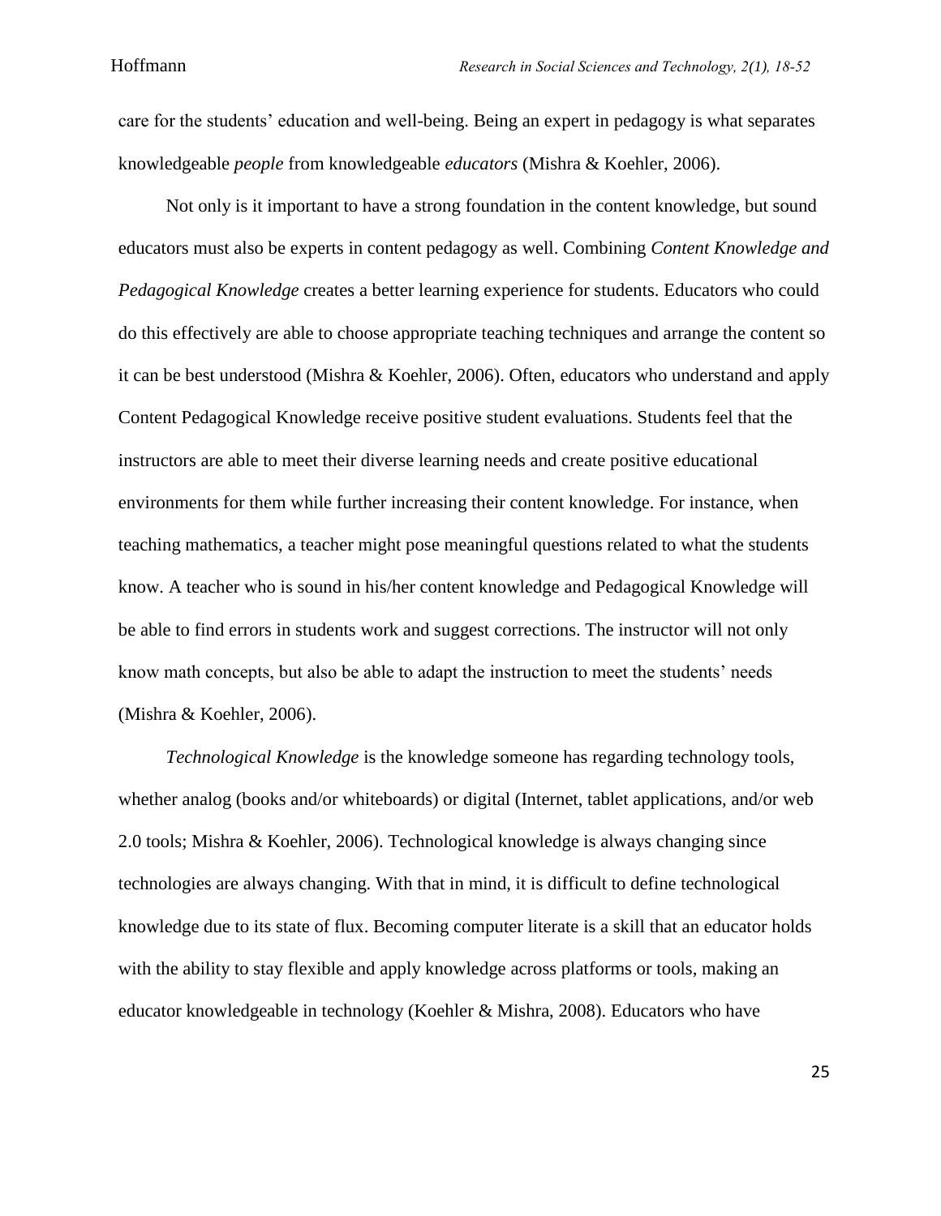care for the students' education and well-being. Being an expert in pedagogy is what separates knowledgeable *people* from knowledgeable *educators* (Mishra & Koehler, 2006).

Not only is it important to have a strong foundation in the content knowledge, but sound educators must also be experts in content pedagogy as well. Combining *Content Knowledge and Pedagogical Knowledge* creates a better learning experience for students. Educators who could do this effectively are able to choose appropriate teaching techniques and arrange the content so it can be best understood (Mishra & Koehler, 2006). Often, educators who understand and apply Content Pedagogical Knowledge receive positive student evaluations. Students feel that the instructors are able to meet their diverse learning needs and create positive educational environments for them while further increasing their content knowledge. For instance, when teaching mathematics, a teacher might pose meaningful questions related to what the students know. A teacher who is sound in his/her content knowledge and Pedagogical Knowledge will be able to find errors in students work and suggest corrections. The instructor will not only know math concepts, but also be able to adapt the instruction to meet the students' needs (Mishra & Koehler, 2006).

*Technological Knowledge* is the knowledge someone has regarding technology tools, whether analog (books and/or whiteboards) or digital (Internet, tablet applications, and/or web 2.0 tools; Mishra & Koehler, 2006). Technological knowledge is always changing since technologies are always changing. With that in mind, it is difficult to define technological knowledge due to its state of flux. Becoming computer literate is a skill that an educator holds with the ability to stay flexible and apply knowledge across platforms or tools, making an educator knowledgeable in technology (Koehler & Mishra, 2008). Educators who have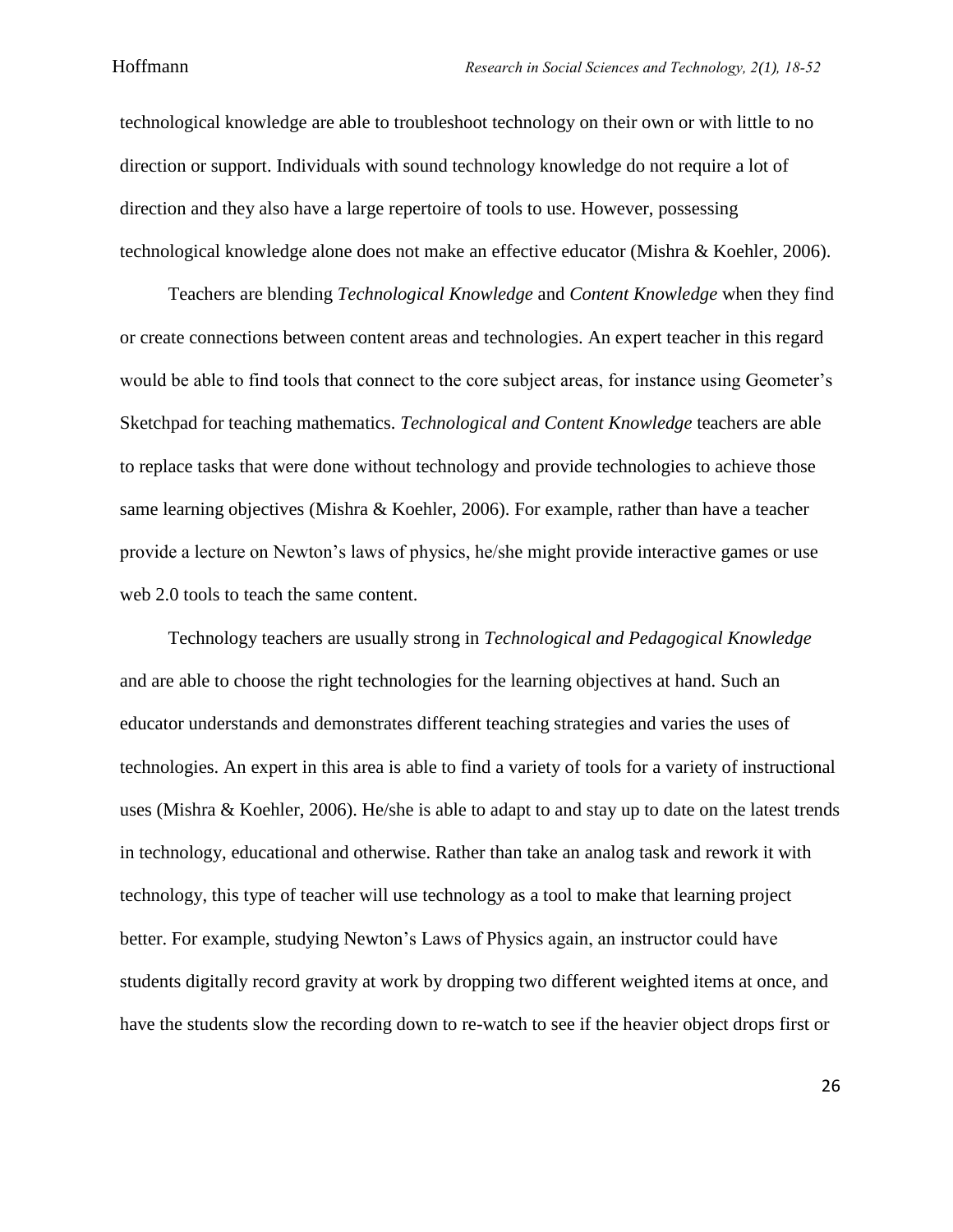technological knowledge are able to troubleshoot technology on their own or with little to no direction or support. Individuals with sound technology knowledge do not require a lot of direction and they also have a large repertoire of tools to use. However, possessing technological knowledge alone does not make an effective educator (Mishra & Koehler, 2006).

Teachers are blending *Technological Knowledge* and *Content Knowledge* when they find or create connections between content areas and technologies. An expert teacher in this regard would be able to find tools that connect to the core subject areas, for instance using Geometer's Sketchpad for teaching mathematics. *Technological and Content Knowledge* teachers are able to replace tasks that were done without technology and provide technologies to achieve those same learning objectives (Mishra & Koehler, 2006). For example, rather than have a teacher provide a lecture on Newton's laws of physics, he/she might provide interactive games or use web 2.0 tools to teach the same content.

Technology teachers are usually strong in *Technological and Pedagogical Knowledge* and are able to choose the right technologies for the learning objectives at hand. Such an educator understands and demonstrates different teaching strategies and varies the uses of technologies. An expert in this area is able to find a variety of tools for a variety of instructional uses (Mishra & Koehler, 2006). He/she is able to adapt to and stay up to date on the latest trends in technology, educational and otherwise. Rather than take an analog task and rework it with technology, this type of teacher will use technology as a tool to make that learning project better. For example, studying Newton's Laws of Physics again, an instructor could have students digitally record gravity at work by dropping two different weighted items at once, and have the students slow the recording down to re-watch to see if the heavier object drops first or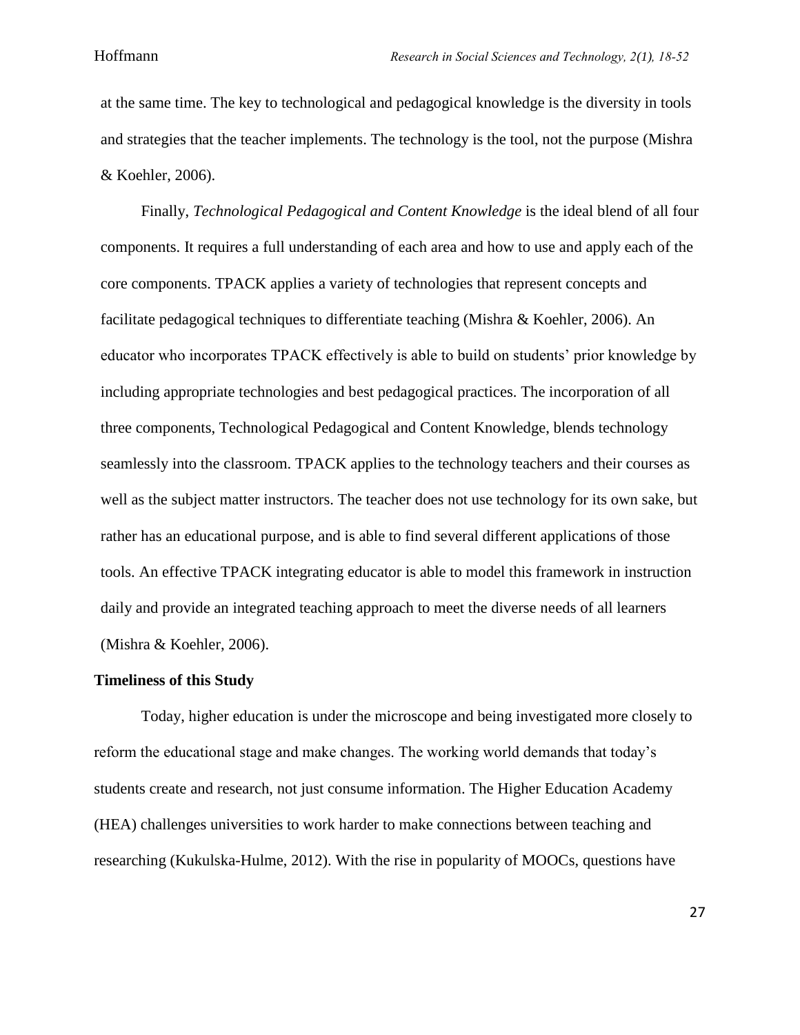at the same time. The key to technological and pedagogical knowledge is the diversity in tools and strategies that the teacher implements. The technology is the tool, not the purpose (Mishra & Koehler, 2006).

Finally, *Technological Pedagogical and Content Knowledge* is the ideal blend of all four components. It requires a full understanding of each area and how to use and apply each of the core components. TPACK applies a variety of technologies that represent concepts and facilitate pedagogical techniques to differentiate teaching (Mishra & Koehler, 2006). An educator who incorporates TPACK effectively is able to build on students' prior knowledge by including appropriate technologies and best pedagogical practices. The incorporation of all three components, Technological Pedagogical and Content Knowledge, blends technology seamlessly into the classroom. TPACK applies to the technology teachers and their courses as well as the subject matter instructors. The teacher does not use technology for its own sake, but rather has an educational purpose, and is able to find several different applications of those tools. An effective TPACK integrating educator is able to model this framework in instruction daily and provide an integrated teaching approach to meet the diverse needs of all learners (Mishra & Koehler, 2006).

**Timeliness of this Study**

Today, higher education is under the microscope and being investigated more closely to reform the educational stage and make changes. The working world demands that today's students create and research, not just consume information. The Higher Education Academy (HEA) challenges universities to work harder to make connections between teaching and researching (Kukulska-Hulme, 2012). With the rise in popularity of MOOCs, questions have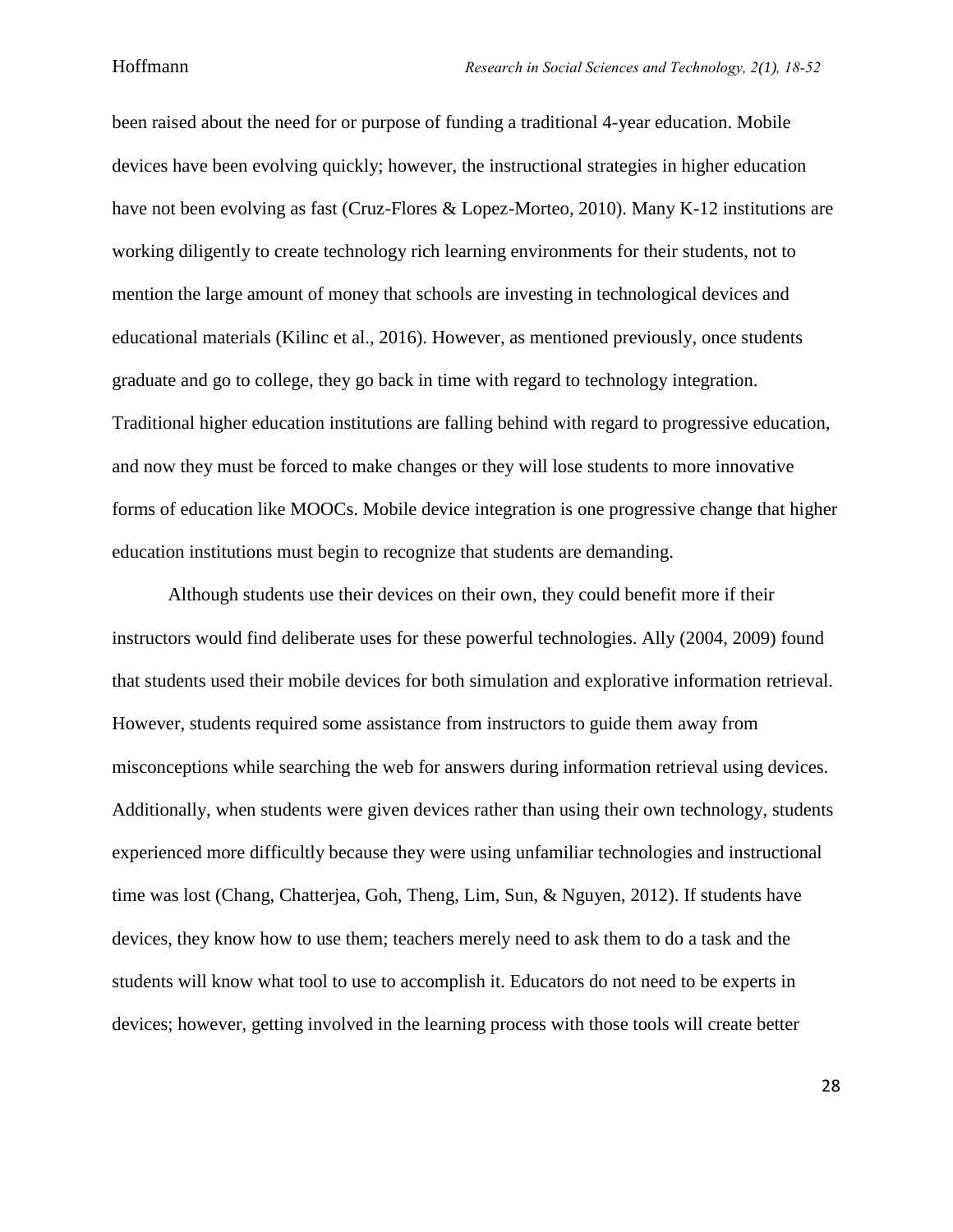been raised about the need for or purpose of funding a traditional 4-year education. Mobile devices have been evolving quickly; however, the instructional strategies in higher education have not been evolving as fast (Cruz-Flores & Lopez-Morteo, 2010). Many K-12 institutions are working diligently to create technology rich learning environments for their students, not to mention the large amount of money that schools are investing in technological devices and educational materials (Kilinc et al., 2016). However, as mentioned previously, once students graduate and go to college, they go back in time with regard to technology integration. Traditional higher education institutions are falling behind with regard to progressive education, and now they must be forced to make changes or they will lose students to more innovative forms of education like MOOCs. Mobile device integration is one progressive change that higher education institutions must begin to recognize that students are demanding.

Although students use their devices on their own, they could benefit more if their instructors would find deliberate uses for these powerful technologies. Ally (2004, 2009) found that students used their mobile devices for both simulation and explorative information retrieval. However, students required some assistance from instructors to guide them away from misconceptions while searching the web for answers during information retrieval using devices. Additionally, when students were given devices rather than using their own technology, students experienced more difficultly because they were using unfamiliar technologies and instructional time was lost (Chang, Chatterjea, Goh, Theng, Lim, Sun, & Nguyen, 2012). If students have devices, they know how to use them; teachers merely need to ask them to do a task and the students will know what tool to use to accomplish it. Educators do not need to be experts in devices; however, getting involved in the learning process with those tools will create better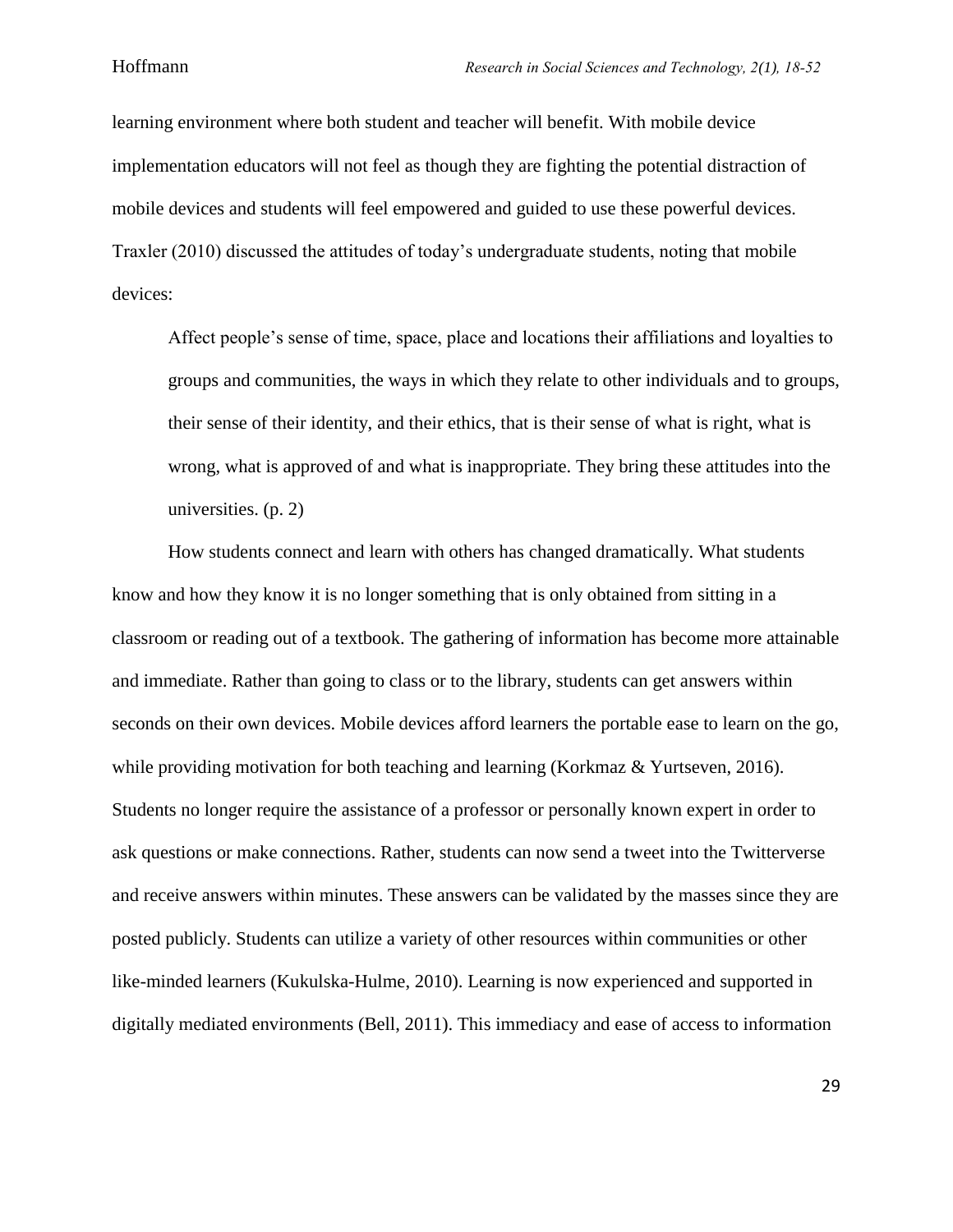learning environment where both student and teacher will benefit. With mobile device implementation educators will not feel as though they are fighting the potential distraction of mobile devices and students will feel empowered and guided to use these powerful devices. Traxler (2010) discussed the attitudes of today's undergraduate students, noting that mobile devices:

> Affect people's sense of time, space, place and locations their affiliations and loyalties to groups and communities, the ways in which they relate to other individuals and to groups, their sense of their identity, and their ethics, that is their sense of what is right, what is wrong, what is approved of and what is inappropriate. They bring these attitudes into the universities. (p. 2)

How students connect and learn with others has changed dramatically. What students know and how they know it is no longer something that is only obtained from sitting in a classroom or reading out of a textbook. The gathering of information has become more attainable and immediate. Rather than going to class or to the library, students can get answers within seconds on their own devices. Mobile devices afford learners the portable ease to learn on the go, while providing motivation for both teaching and learning (Korkmaz & Yurtseven, 2016). Students no longer require the assistance of a professor or personally known expert in order to ask questions or make connections. Rather, students can now send a tweet into the Twitterverse and receive answers within minutes. These answers can be validated by the masses since they are posted publicly. Students can utilize a variety of other resources within communities or other like-minded learners (Kukulska-Hulme, 2010). Learning is now experienced and supported in digitally mediated environments (Bell, 2011). This immediacy and ease of access to information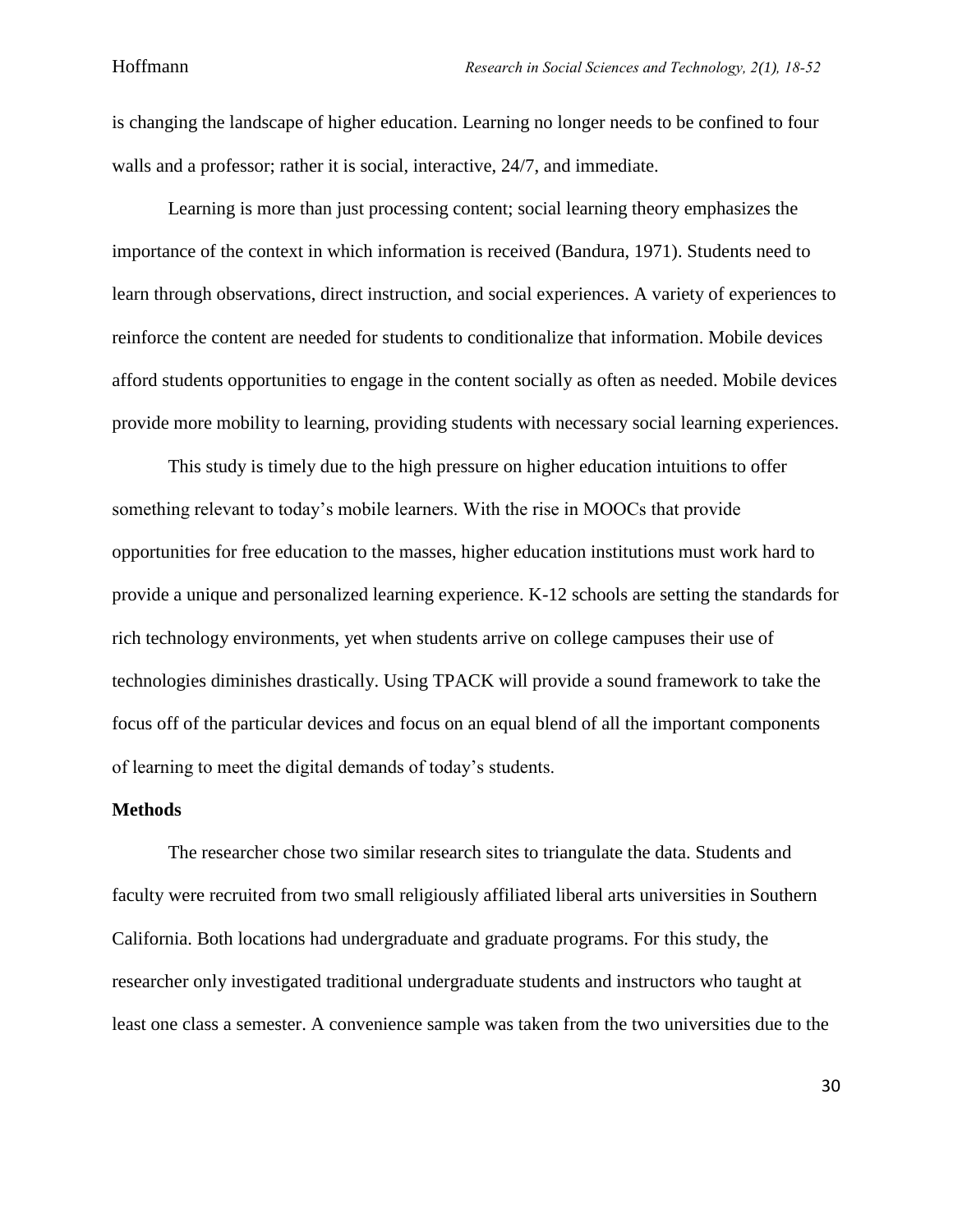is changing the landscape of higher education. Learning no longer needs to be confined to four walls and a professor; rather it is social, interactive, 24/7, and immediate.

Learning is more than just processing content; social learning theory emphasizes the importance of the context in which information is received (Bandura, 1971). Students need to learn through observations, direct instruction, and social experiences. A variety of experiences to reinforce the content are needed for students to conditionalize that information. Mobile devices afford students opportunities to engage in the content socially as often as needed. Mobile devices provide more mobility to learning, providing students with necessary social learning experiences.

This study is timely due to the high pressure on higher education intuitions to offer something relevant to today's mobile learners. With the rise in MOOCs that provide opportunities for free education to the masses, higher education institutions must work hard to provide a unique and personalized learning experience. K-12 schools are setting the standards for rich technology environments, yet when students arrive on college campuses their use of technologies diminishes drastically. Using TPACK will provide a sound framework to take the focus off of the particular devices and focus on an equal blend of all the important components of learning to meet the digital demands of today's students.

**Methods**

The researcher chose two similar research sites to triangulate the data. Students and faculty were recruited from two small religiously affiliated liberal arts universities in Southern California. Both locations had undergraduate and graduate programs. For this study, the researcher only investigated traditional undergraduate students and instructors who taught at least one class a semester. A convenience sample was taken from the two universities due to the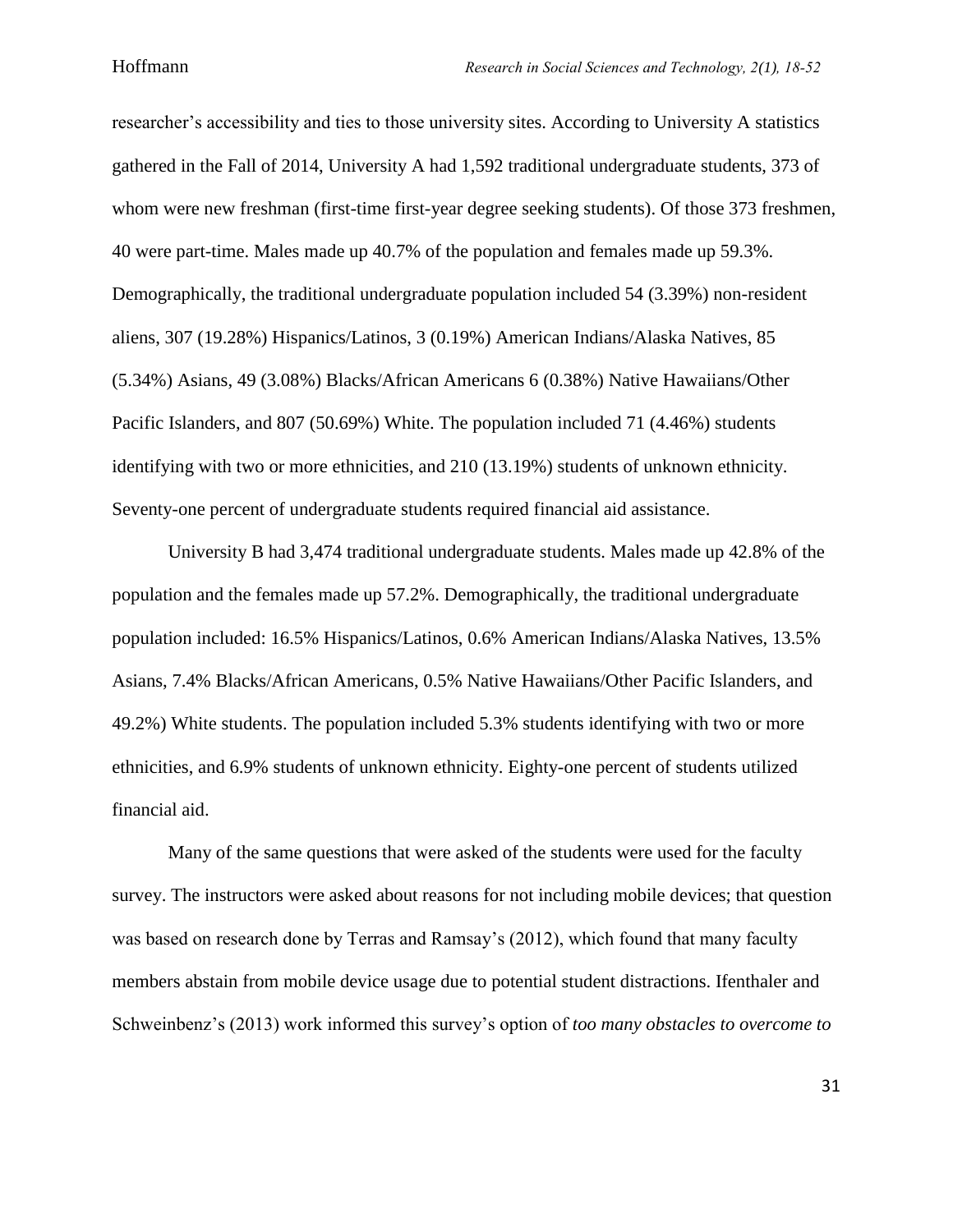researcher's accessibility and ties to those university sites. According to University A statistics gathered in the Fall of 2014, University A had 1,592 traditional undergraduate students, 373 of whom were new freshman (first-time first-year degree seeking students). Of those 373 freshmen, 40 were part-time. Males made up 40.7% of the population and females made up 59.3%. Demographically, the traditional undergraduate population included 54 (3.39%) non-resident aliens, 307 (19.28%) Hispanics/Latinos, 3 (0.19%) American Indians/Alaska Natives, 85 (5.34%) Asians, 49 (3.08%) Blacks/African Americans 6 (0.38%) Native Hawaiians/Other Pacific Islanders, and 807 (50.69%) White. The population included 71 (4.46%) students identifying with two or more ethnicities, and 210 (13.19%) students of unknown ethnicity. Seventy-one percent of undergraduate students required financial aid assistance.

University B had 3,474 traditional undergraduate students. Males made up 42.8% of the population and the females made up 57.2%. Demographically, the traditional undergraduate population included: 16.5% Hispanics/Latinos, 0.6% American Indians/Alaska Natives, 13.5% Asians, 7.4% Blacks/African Americans, 0.5% Native Hawaiians/Other Pacific Islanders, and 49.2%) White students. The population included 5.3% students identifying with two or more ethnicities, and 6.9% students of unknown ethnicity. Eighty-one percent of students utilized financial aid.

Many of the same questions that were asked of the students were used for the faculty survey. The instructors were asked about reasons for not including mobile devices; that question was based on research done by Terras and Ramsay's (2012), which found that many faculty members abstain from mobile device usage due to potential student distractions. Ifenthaler and Schweinbenz's (2013) work informed this survey's option of *too many obstacles to overcome to*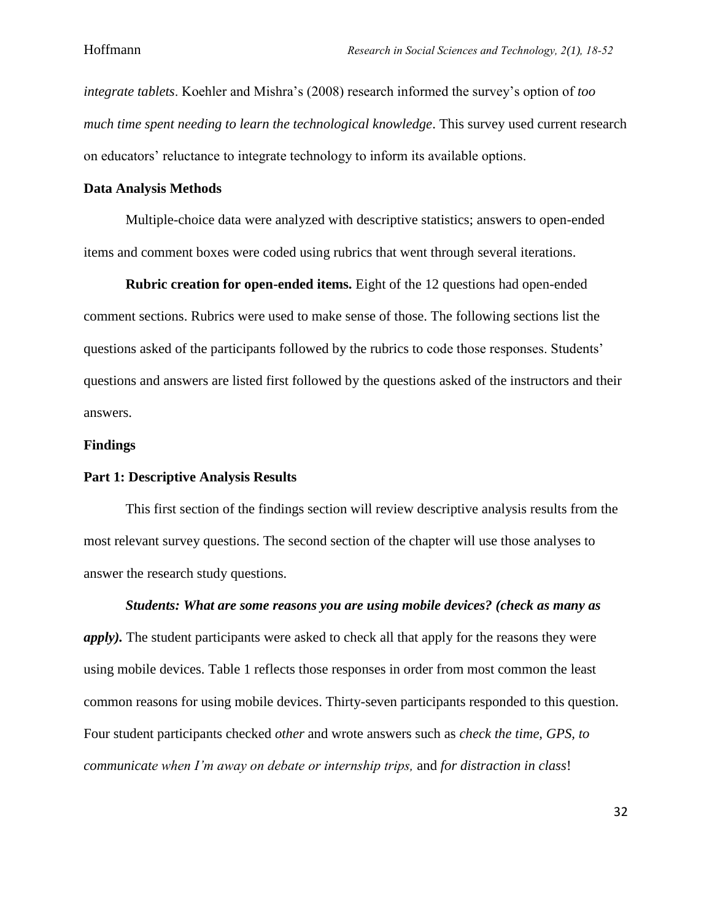*integrate tablets*. Koehler and Mishra's (2008) research informed the survey's option of *too much time spent needing to learn the technological knowledge*. This survey used current research on educators' reluctance to integrate technology to inform its available options.

## Data Analysis Methods

Multiple-choice data were analyzed with descriptive statistics; answers to open-ended items and comment boxes were coded using rubrics that went through several iterations.

**Rubric creation for open-ended items.** Eight of the 12 questions had open-ended comment sections. Rubrics were used to make sense of those. The following sections list the questions asked of the participants followed by the rubrics to code those responses. Students' questions and answers are listed first followed by the questions asked of the instructors and their answers.

## Findings

## Part 1: Descriptive Analysis Results

This first section of the findings section will review descriptive analysis results from the most relevant survey questions. The second section of the chapter will use those analyses to answer the research study questions.

***Students: What are some reasons you are using mobile devices? (check as many as apply).*** The student participants were asked to check all that apply for the reasons they were using mobile devices. Table 1 reflects those responses in order from most common the least common reasons for using mobile devices. Thirty-seven participants responded to this question. Four student participants checked *other* and wrote answers such as *check the time, GPS, to communicate when I'm away on debate or internship trips,* and *for distraction in class*!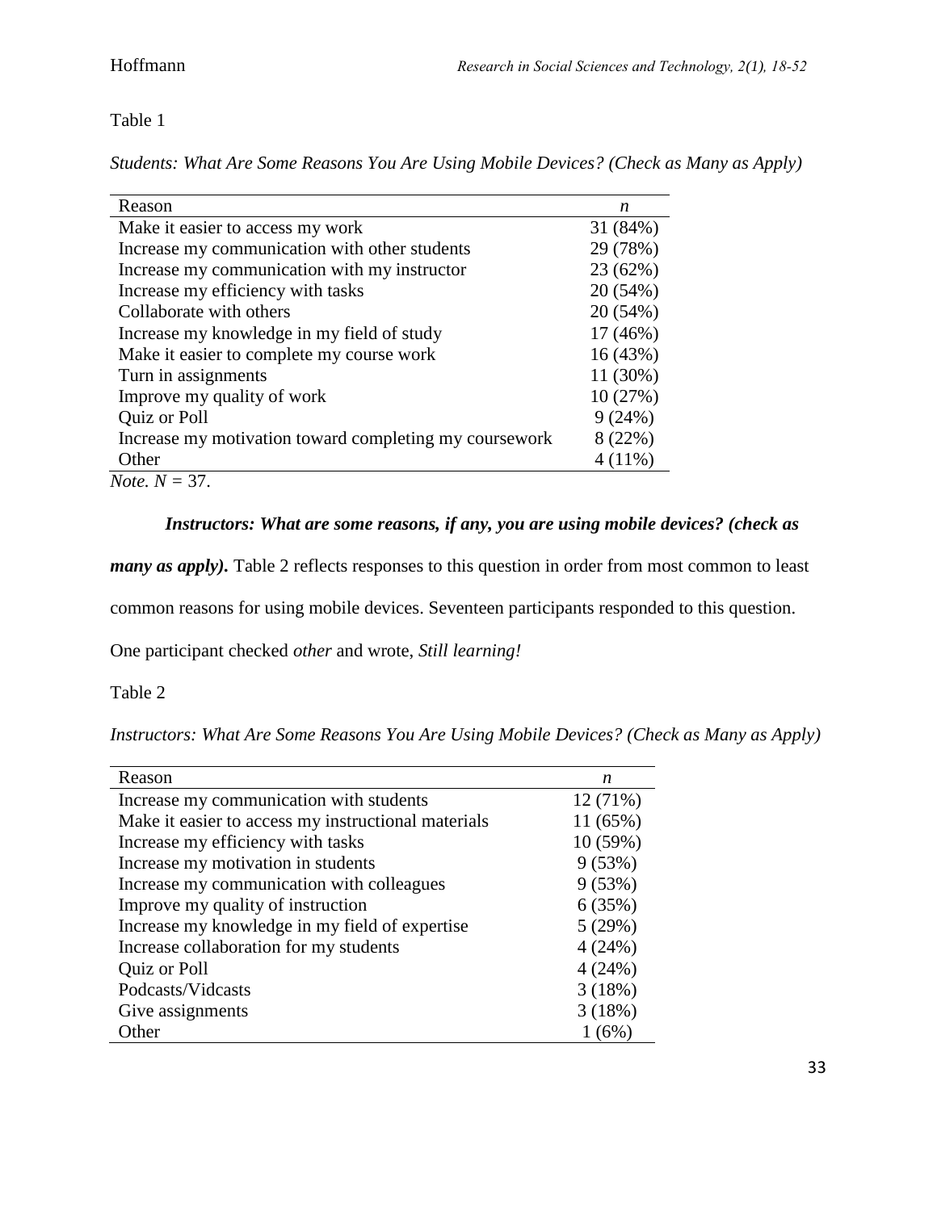Table 1

*Students: What Are Some Reasons You Are Using Mobile Devices? (Check as Many as Apply)*

| Reason | *n* |
|---|---|
| Make it easier to access my work | 31 (84%) |
| Increase my communication with other students | 29 (78%) |
| Increase my communication with my instructor | 23 (62%) |
| Increase my efficiency with tasks | 20 (54%) |
| Collaborate with others | 20 (54%) |
| Increase my knowledge in my field of study | 17 (46%) |
| Make it easier to complete my course work | 16 (43%) |
| Turn in assignments | 11 (30%) |
| Improve my quality of work | 10 (27%) |
| Quiz or Poll | 9 (24%) |
| Increase my motivation toward completing my coursework | 8 (22%) |
| Other | 4 (11%) |

*Note.* $N = 37$.

***Instructors: What are some reasons, if any, you are using mobile devices? (check as many as apply).*** Table 2 reflects responses to this question in order from most common to least common reasons for using mobile devices. Seventeen participants responded to this question. One participant checked *other* and wrote, *Still learning!*

Table 2

*Instructors: What Are Some Reasons You Are Using Mobile Devices? (Check as Many as Apply)*

| Reason | *n* |
|---|---|
| Increase my communication with students | 12 (71%) |
| Make it easier to access my instructional materials | 11 (65%) |
| Increase my efficiency with tasks | 10 (59%) |
| Increase my motivation in students | 9 (53%) |
| Increase my communication with colleagues | 9 (53%) |
| Improve my quality of instruction | 6 (35%) |
| Increase my knowledge in my field of expertise | 5 (29%) |
| Increase collaboration for my students | 4 (24%) |
| Quiz or Poll | 4 (24%) |
| Podcasts/Vidcasts | 3 (18%) |
| Give assignments | 3 (18%) |
| Other | 1 (6%) |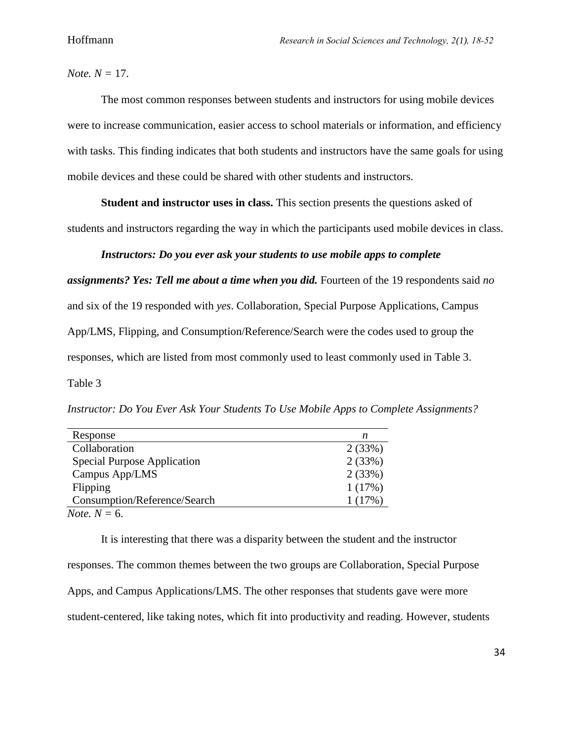*Note. N* = 17.

The most common responses between students and instructors for using mobile devices were to increase communication, easier access to school materials or information, and efficiency with tasks. This finding indicates that both students and instructors have the same goals for using mobile devices and these could be shared with other students and instructors.

**Student and instructor uses in class.** This section presents the questions asked of students and instructors regarding the way in which the participants used mobile devices in class.

***Instructors: Do you ever ask your students to use mobile apps to complete assignments? Yes: Tell me about a time when you did.*** Fourteen of the 19 respondents said *no* and six of the 19 responded with *yes*. Collaboration, Special Purpose Applications, Campus App/LMS, Flipping, and Consumption/Reference/Search were the codes used to group the responses, which are listed from most commonly used to least commonly used in Table 3.

Table 3

*Instructor: Do You Ever Ask Your Students To Use Mobile Apps to Complete Assignments?*

| Response | *n* |
| --- | --- |
| Collaboration | 2 (33%) |
| Special Purpose Application | 2 (33%) |
| Campus App/LMS | 2 (33%) |
| Flipping | 1 (17%) |
| Consumption/Reference/Search | 1 (17%) |

*Note. N* = 6.

It is interesting that there was a disparity between the student and the instructor responses. The common themes between the two groups are Collaboration, Special Purpose Apps, and Campus Applications/LMS. The other responses that students gave were more student-centered, like taking notes, which fit into productivity and reading. However, students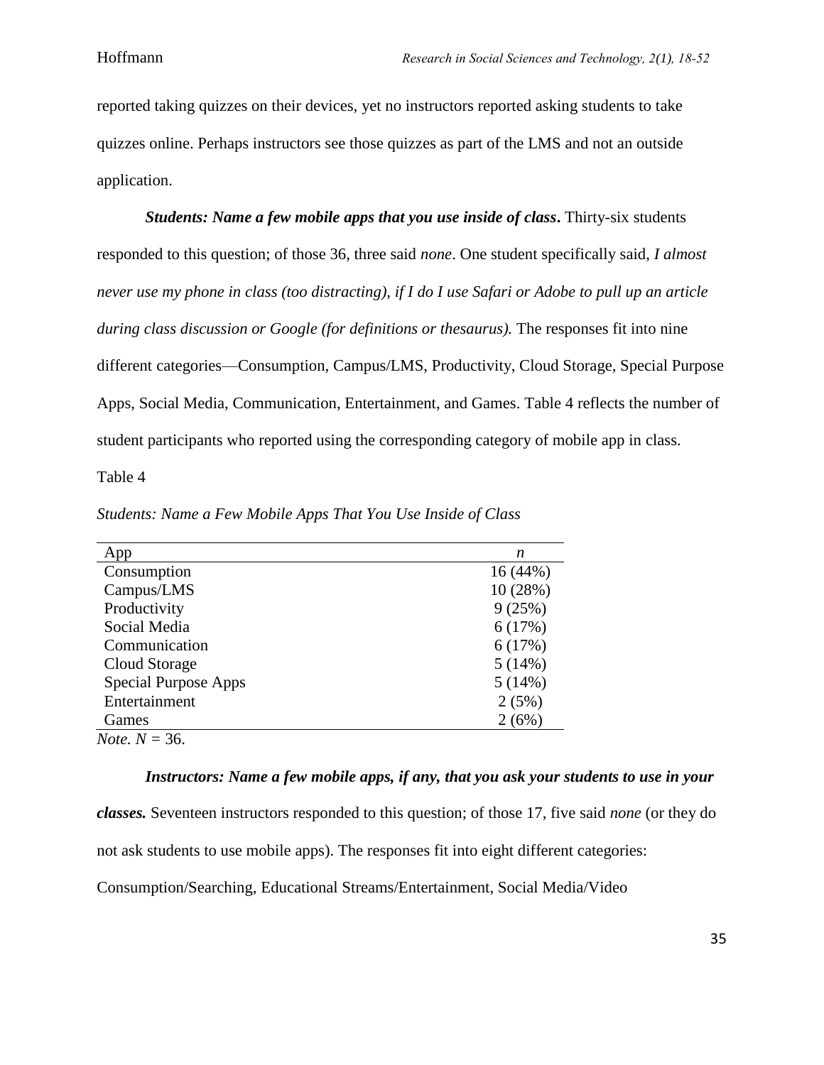reported taking quizzes on their devices, yet no instructors reported asking students to take quizzes online. Perhaps instructors see those quizzes as part of the LMS and not an outside application.

***Students: Name a few mobile apps that you use inside of class*.** Thirty-six students responded to this question; of those 36, three said *none*. One student specifically said, *I almost never use my phone in class (too distracting), if I do I use Safari or Adobe to pull up an article during class discussion or Google (for definitions or thesaurus).* The responses fit into nine different categories—Consumption, Campus/LMS, Productivity, Cloud Storage, Special Purpose Apps, Social Media, Communication, Entertainment, and Games. Table 4 reflects the number of student participants who reported using the corresponding category of mobile app in class.

Table 4

*Students: Name a Few Mobile Apps That You Use Inside of Class*

| App | *n* |
|---|---|
| Consumption | 16 (44%) |
| Campus/LMS | 10 (28%) |
| Productivity | 9 (25%) |
| Social Media | 6 (17%) |
| Communication | 6 (17%) |
| Cloud Storage | 5 (14%) |
| Special Purpose Apps | 5 (14%) |
| Entertainment | 2 (5%) |
| Games | 2 (6%) |

*Note.* $N$ = 36.

***Instructors: Name a few mobile apps, if any, that you ask your students to use in your classes.*** Seventeen instructors responded to this question; of those 17, five said *none* (or they do not ask students to use mobile apps). The responses fit into eight different categories: Consumption/Searching, Educational Streams/Entertainment, Social Media/Video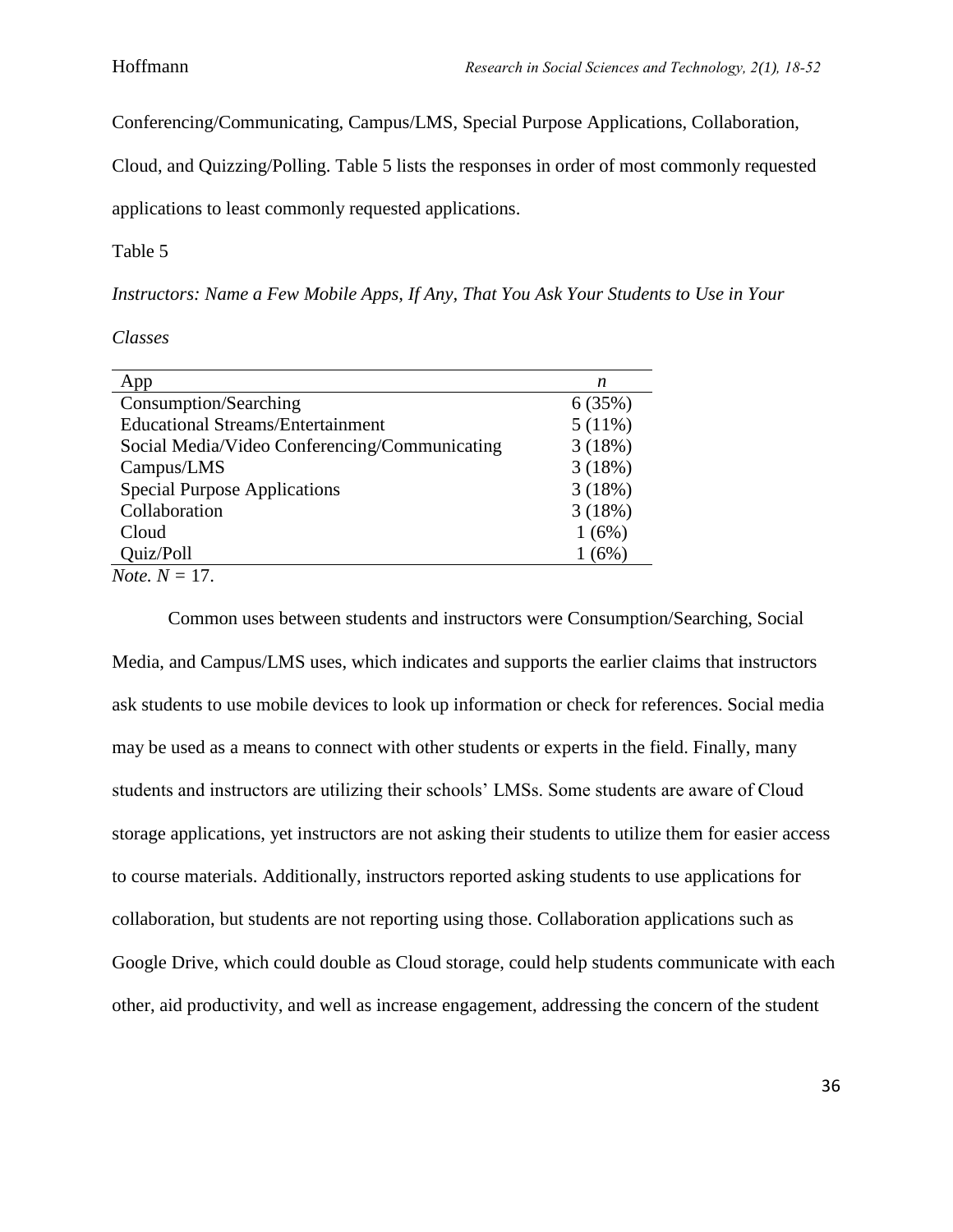Conferencing/Communicating, Campus/LMS, Special Purpose Applications, Collaboration, Cloud, and Quizzing/Polling. Table 5 lists the responses in order of most commonly requested applications to least commonly requested applications.

Table 5

*Instructors: Name a Few Mobile Apps, If Any, That You Ask Your Students to Use in Your Classes*

| App | *n* |
|---|---|
| Consumption/Searching | 6 (35%) |
| Educational Streams/Entertainment | 5 (11%) |
| Social Media/Video Conferencing/Communicating | 3 (18%) |
| Campus/LMS | 3 (18%) |
| Special Purpose Applications | 3 (18%) |
| Collaboration | 3 (18%) |
| Cloud | 1 (6%) |
| Quiz/Poll | 1 (6%) |

*Note.* $N$ = 17.

Common uses between students and instructors were Consumption/Searching, Social Media, and Campus/LMS uses, which indicates and supports the earlier claims that instructors ask students to use mobile devices to look up information or check for references. Social media may be used as a means to connect with other students or experts in the field. Finally, many students and instructors are utilizing their schools' LMSs. Some students are aware of Cloud storage applications, yet instructors are not asking their students to utilize them for easier access to course materials. Additionally, instructors reported asking students to use applications for collaboration, but students are not reporting using those. Collaboration applications such as Google Drive, which could double as Cloud storage, could help students communicate with each other, aid productivity, and well as increase engagement, addressing the concern of the student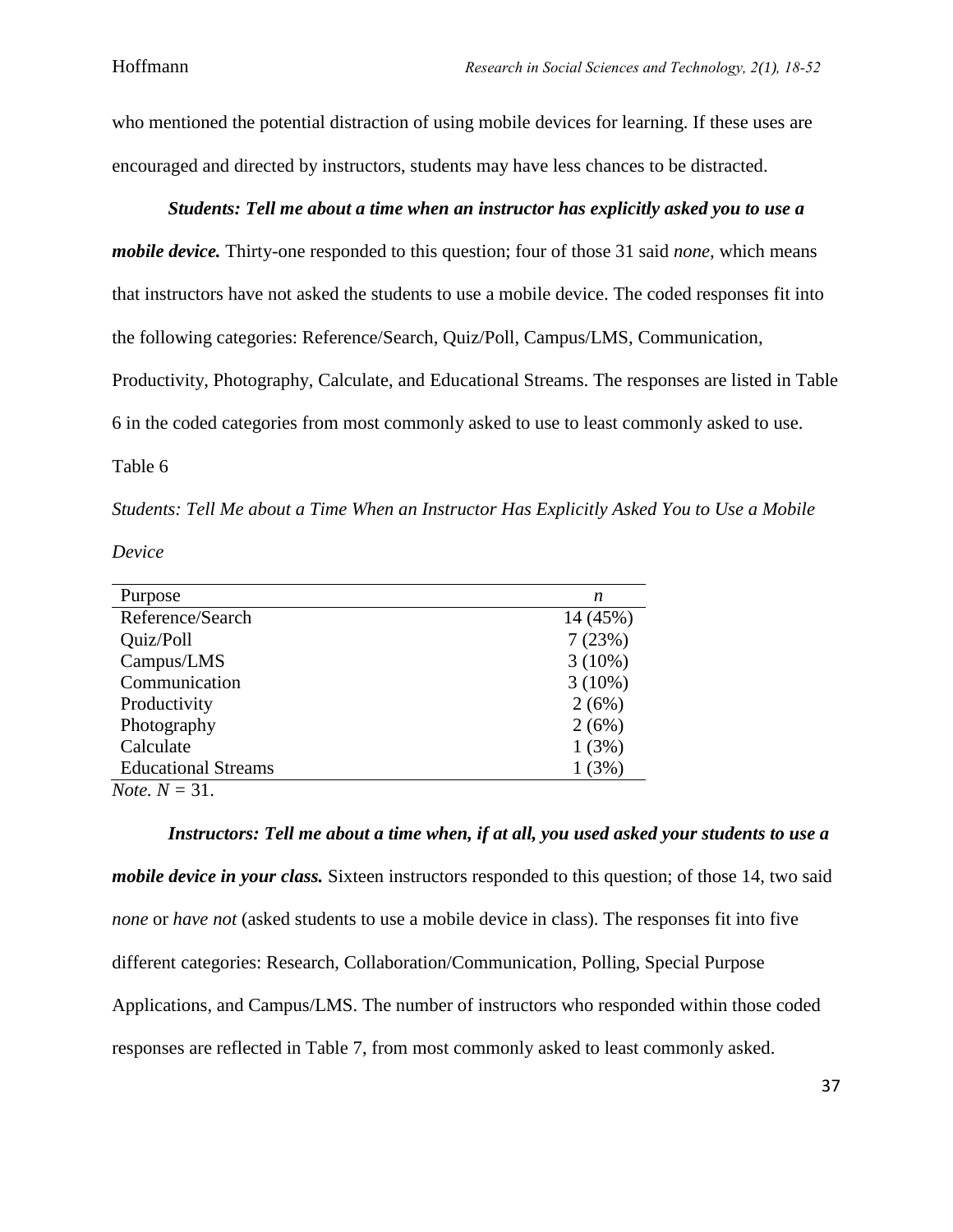who mentioned the potential distraction of using mobile devices for learning. If these uses are encouraged and directed by instructors, students may have less chances to be distracted.

***Students: Tell me about a time when an instructor has explicitly asked you to use a mobile device.*** Thirty-one responded to this question; four of those 31 said *none*, which means that instructors have not asked the students to use a mobile device. The coded responses fit into the following categories: Reference/Search, Quiz/Poll, Campus/LMS, Communication, Productivity, Photography, Calculate, and Educational Streams. The responses are listed in Table 6 in the coded categories from most commonly asked to use to least commonly asked to use.

Table 6

*Students: Tell Me about a Time When an Instructor Has Explicitly Asked You to Use a Mobile Device*

| Purpose | *n* |
|---|---|
| Reference/Search | 14 (45%) |
| Quiz/Poll | 7 (23%) |
| Campus/LMS | 3 (10%) |
| Communication | 3 (10%) |
| Productivity | 2 (6%) |
| Photography | 2 (6%) |
| Calculate | 1 (3%) |
| Educational Streams | 1 (3%) |

*Note.* $N = 31$.

***Instructors: Tell me about a time when, if at all, you used asked your students to use a mobile device in your class.*** Sixteen instructors responded to this question; of those 14, two said *none* or *have not* (asked students to use a mobile device in class). The responses fit into five different categories: Research, Collaboration/Communication, Polling, Special Purpose Applications, and Campus/LMS. The number of instructors who responded within those coded responses are reflected in Table 7, from most commonly asked to least commonly asked.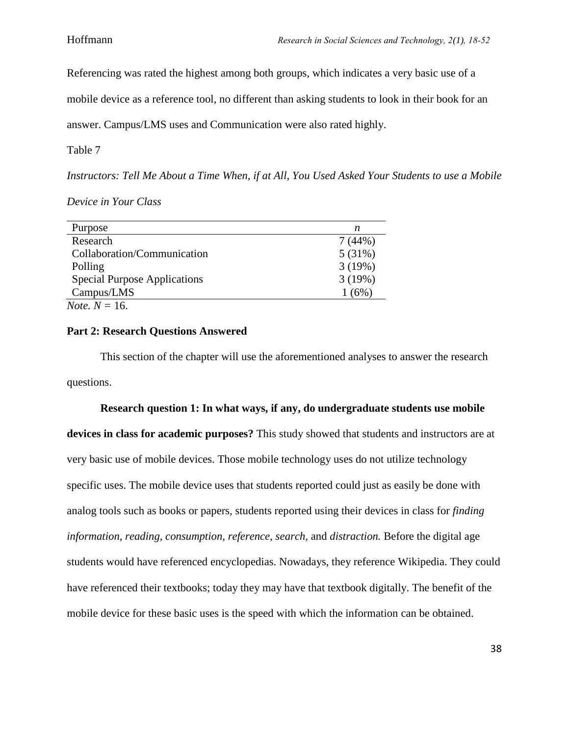Referencing was rated the highest among both groups, which indicates a very basic use of a mobile device as a reference tool, no different than asking students to look in their book for an answer. Campus/LMS uses and Communication were also rated highly.

Table 7

*Instructors: Tell Me About a Time When, if at All, You Used Asked Your Students to use a Mobile Device in Your Class*

| Purpose | *n* |
|---|---|
| Research | 7 (44%) |
| Collaboration/Communication | 5 (31%) |
| Polling | 3 (19%) |
| Special Purpose Applications | 3 (19%) |
| Campus/LMS | 1 (6%) |

*Note.* $N = 16$.

**Part 2: Research Questions Answered**

This section of the chapter will use the aforementioned analyses to answer the research questions.

**Research question 1: In what ways, if any, do undergraduate students use mobile devices in class for academic purposes?** This study showed that students and instructors are at very basic use of mobile devices. Those mobile technology uses do not utilize technology specific uses. The mobile device uses that students reported could just as easily be done with analog tools such as books or papers, students reported using their devices in class for *finding information, reading, consumption, reference, search,* and *distraction.* Before the digital age students would have referenced encyclopedias. Nowadays, they reference Wikipedia. They could have referenced their textbooks; today they may have that textbook digitally. The benefit of the mobile device for these basic uses is the speed with which the information can be obtained.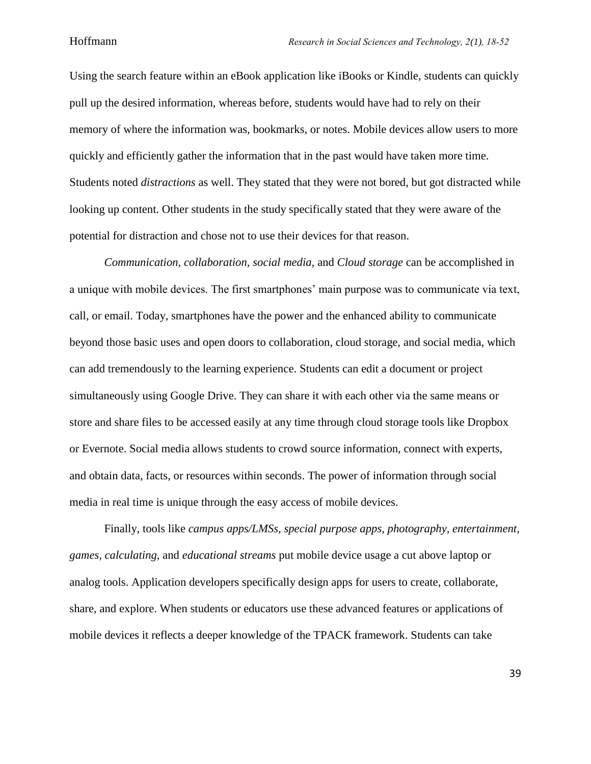Using the search feature within an eBook application like iBooks or Kindle, students can quickly pull up the desired information, whereas before, students would have had to rely on their memory of where the information was, bookmarks, or notes. Mobile devices allow users to more quickly and efficiently gather the information that in the past would have taken more time. Students noted *distractions* as well. They stated that they were not bored, but got distracted while looking up content. Other students in the study specifically stated that they were aware of the potential for distraction and chose not to use their devices for that reason.

*Communication, collaboration, social media,* and *Cloud storage* can be accomplished in a unique with mobile devices. The first smartphones' main purpose was to communicate via text, call, or email. Today, smartphones have the power and the enhanced ability to communicate beyond those basic uses and open doors to collaboration, cloud storage, and social media, which can add tremendously to the learning experience. Students can edit a document or project simultaneously using Google Drive. They can share it with each other via the same means or store and share files to be accessed easily at any time through cloud storage tools like Dropbox or Evernote. Social media allows students to crowd source information, connect with experts, and obtain data, facts, or resources within seconds. The power of information through social media in real time is unique through the easy access of mobile devices.

Finally, tools like *campus apps/LMSs, special purpose apps, photography, entertainment, games, calculating,* and *educational streams* put mobile device usage a cut above laptop or analog tools. Application developers specifically design apps for users to create, collaborate, share, and explore. When students or educators use these advanced features or applications of mobile devices it reflects a deeper knowledge of the TPACK framework. Students can take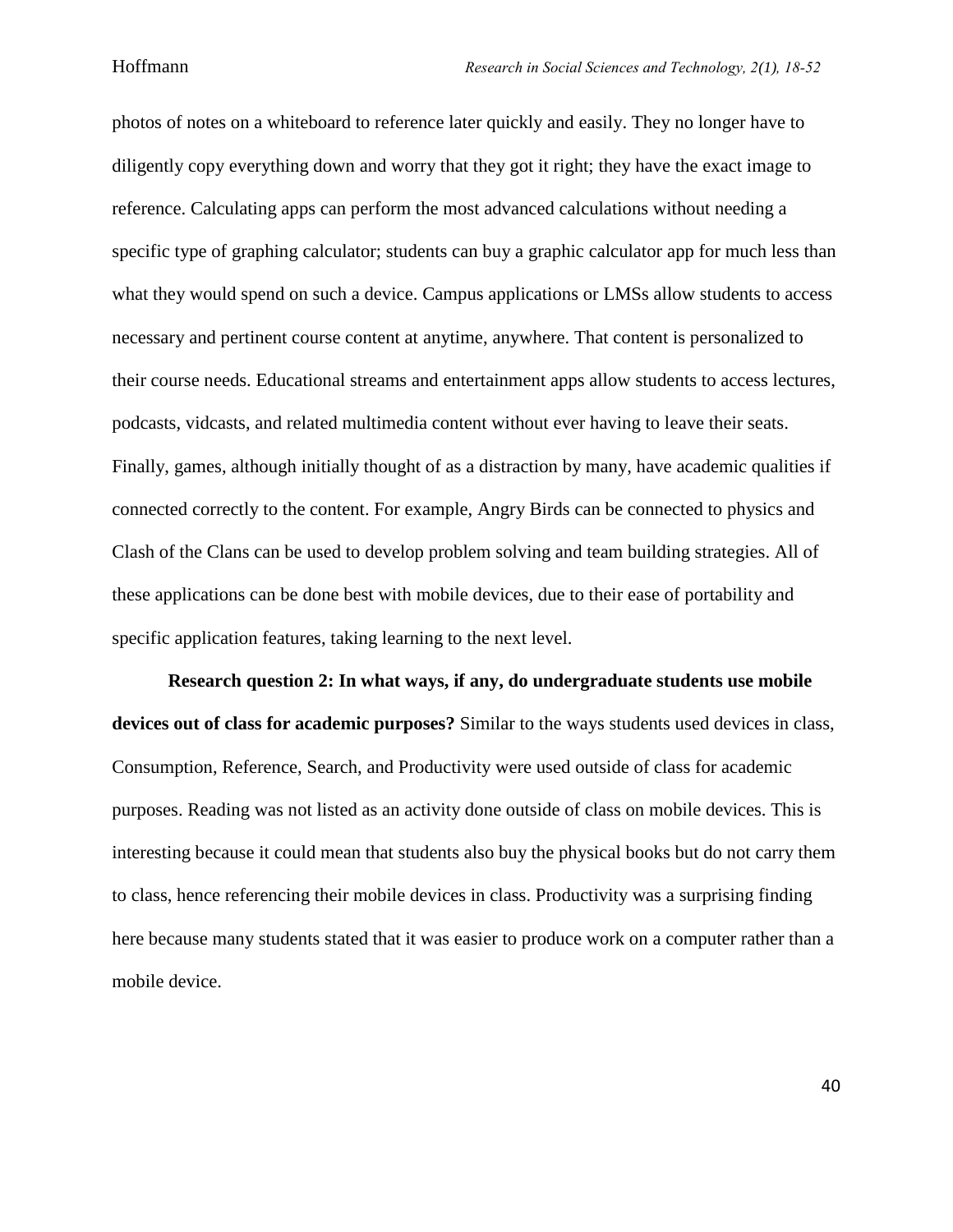photos of notes on a whiteboard to reference later quickly and easily. They no longer have to diligently copy everything down and worry that they got it right; they have the exact image to reference. Calculating apps can perform the most advanced calculations without needing a specific type of graphing calculator; students can buy a graphic calculator app for much less than what they would spend on such a device. Campus applications or LMSs allow students to access necessary and pertinent course content at anytime, anywhere. That content is personalized to their course needs. Educational streams and entertainment apps allow students to access lectures, podcasts, vidcasts, and related multimedia content without ever having to leave their seats. Finally, games, although initially thought of as a distraction by many, have academic qualities if connected correctly to the content. For example, Angry Birds can be connected to physics and Clash of the Clans can be used to develop problem solving and team building strategies. All of these applications can be done best with mobile devices, due to their ease of portability and specific application features, taking learning to the next level.

**Research question 2: In what ways, if any, do undergraduate students use mobile devices out of class for academic purposes?** Similar to the ways students used devices in class, Consumption, Reference, Search, and Productivity were used outside of class for academic purposes. Reading was not listed as an activity done outside of class on mobile devices. This is interesting because it could mean that students also buy the physical books but do not carry them to class, hence referencing their mobile devices in class. Productivity was a surprising finding here because many students stated that it was easier to produce work on a computer rather than a mobile device.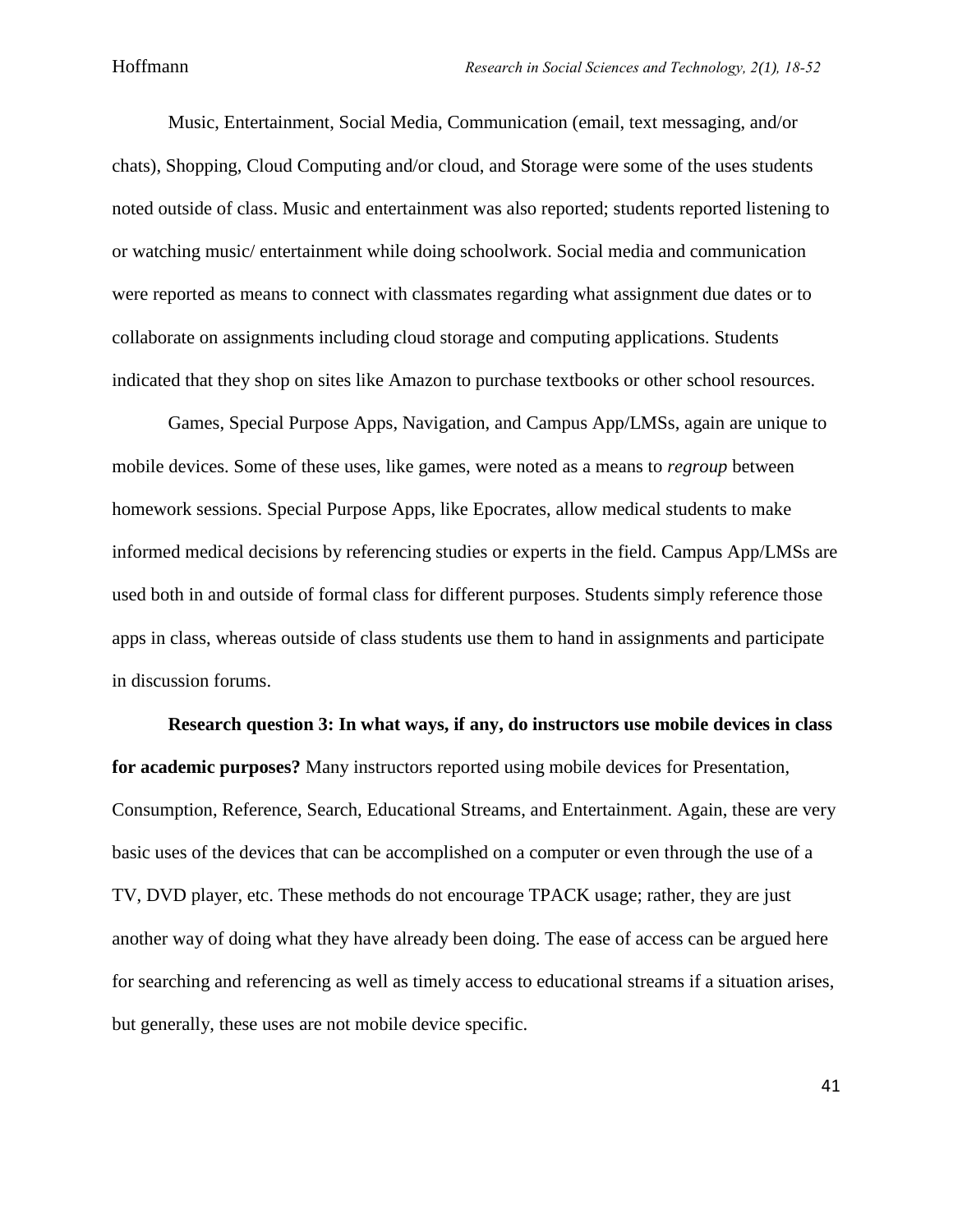Music, Entertainment, Social Media, Communication (email, text messaging, and/or chats), Shopping, Cloud Computing and/or cloud, and Storage were some of the uses students noted outside of class. Music and entertainment was also reported; students reported listening to or watching music/ entertainment while doing schoolwork. Social media and communication were reported as means to connect with classmates regarding what assignment due dates or to collaborate on assignments including cloud storage and computing applications. Students indicated that they shop on sites like Amazon to purchase textbooks or other school resources.

Games, Special Purpose Apps, Navigation, and Campus App/LMSs, again are unique to mobile devices. Some of these uses, like games, were noted as a means to *regroup* between homework sessions. Special Purpose Apps, like Epocrates, allow medical students to make informed medical decisions by referencing studies or experts in the field. Campus App/LMSs are used both in and outside of formal class for different purposes. Students simply reference those apps in class, whereas outside of class students use them to hand in assignments and participate in discussion forums.

**Research question 3: In what ways, if any, do instructors use mobile devices in class for academic purposes?** Many instructors reported using mobile devices for Presentation, Consumption, Reference, Search, Educational Streams, and Entertainment. Again, these are very basic uses of the devices that can be accomplished on a computer or even through the use of a TV, DVD player, etc. These methods do not encourage TPACK usage; rather, they are just another way of doing what they have already been doing. The ease of access can be argued here for searching and referencing as well as timely access to educational streams if a situation arises, but generally, these uses are not mobile device specific.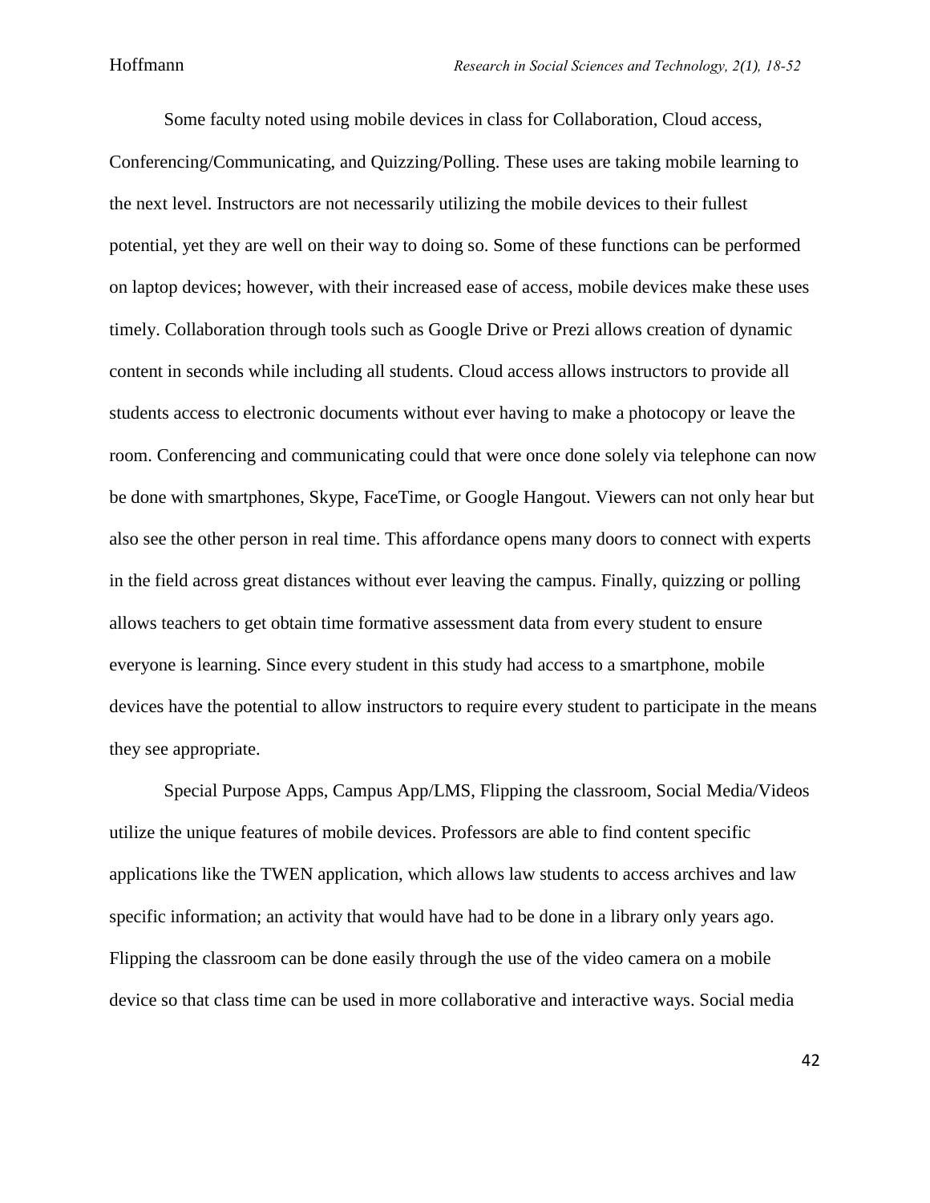Some faculty noted using mobile devices in class for Collaboration, Cloud access, Conferencing/Communicating, and Quizzing/Polling. These uses are taking mobile learning to the next level. Instructors are not necessarily utilizing the mobile devices to their fullest potential, yet they are well on their way to doing so. Some of these functions can be performed on laptop devices; however, with their increased ease of access, mobile devices make these uses timely. Collaboration through tools such as Google Drive or Prezi allows creation of dynamic content in seconds while including all students. Cloud access allows instructors to provide all students access to electronic documents without ever having to make a photocopy or leave the room. Conferencing and communicating could that were once done solely via telephone can now be done with smartphones, Skype, FaceTime, or Google Hangout. Viewers can not only hear but also see the other person in real time. This affordance opens many doors to connect with experts in the field across great distances without ever leaving the campus. Finally, quizzing or polling allows teachers to get obtain time formative assessment data from every student to ensure everyone is learning. Since every student in this study had access to a smartphone, mobile devices have the potential to allow instructors to require every student to participate in the means they see appropriate.

Special Purpose Apps, Campus App/LMS, Flipping the classroom, Social Media/Videos utilize the unique features of mobile devices. Professors are able to find content specific applications like the TWEN application, which allows law students to access archives and law specific information; an activity that would have had to be done in a library only years ago. Flipping the classroom can be done easily through the use of the video camera on a mobile device so that class time can be used in more collaborative and interactive ways. Social media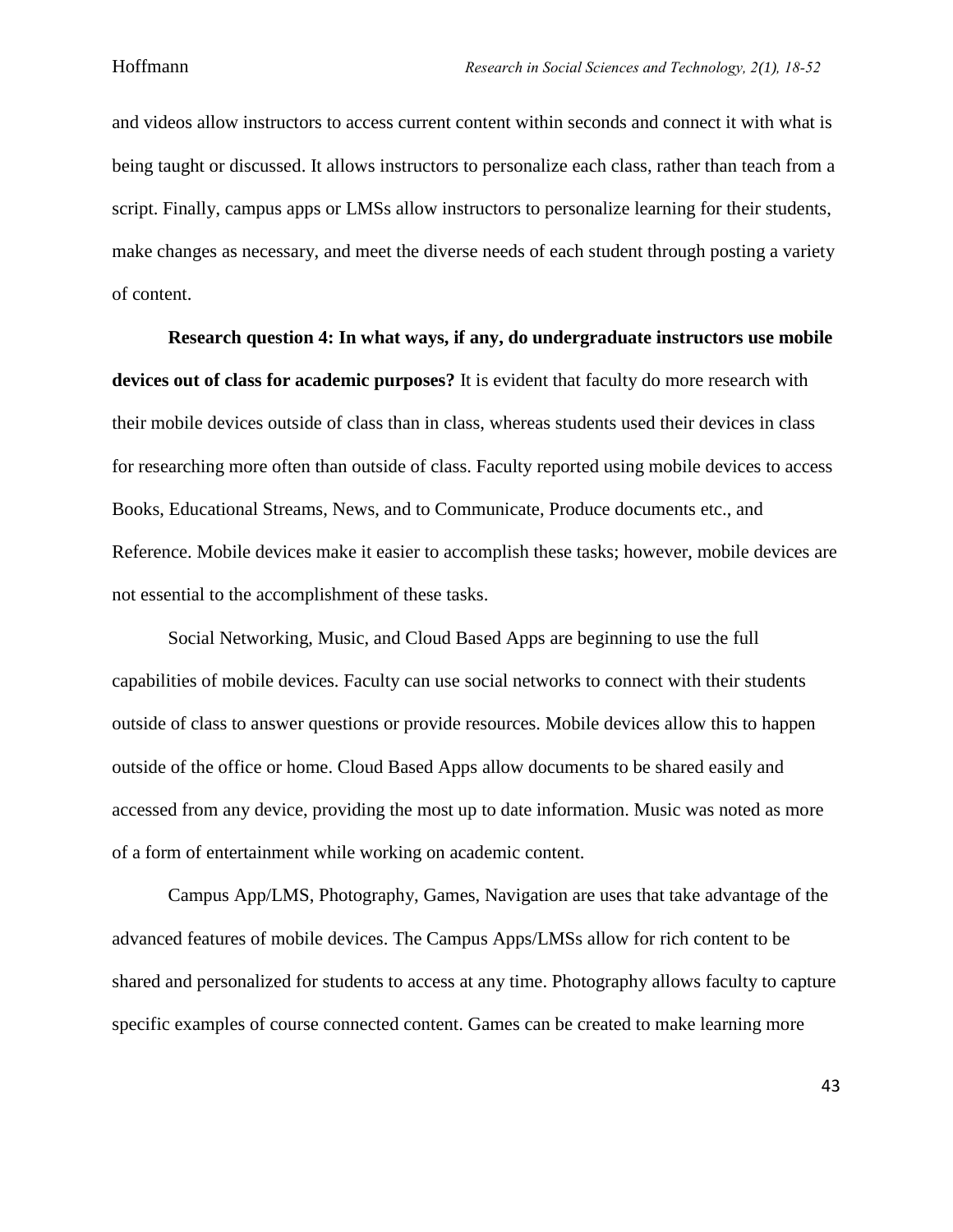and videos allow instructors to access current content within seconds and connect it with what is being taught or discussed. It allows instructors to personalize each class, rather than teach from a script. Finally, campus apps or LMSs allow instructors to personalize learning for their students, make changes as necessary, and meet the diverse needs of each student through posting a variety of content.

**Research question 4: In what ways, if any, do undergraduate instructors use mobile devices out of class for academic purposes?** It is evident that faculty do more research with their mobile devices outside of class than in class, whereas students used their devices in class for researching more often than outside of class. Faculty reported using mobile devices to access Books, Educational Streams, News, and to Communicate, Produce documents etc., and Reference. Mobile devices make it easier to accomplish these tasks; however, mobile devices are not essential to the accomplishment of these tasks.

Social Networking, Music, and Cloud Based Apps are beginning to use the full capabilities of mobile devices. Faculty can use social networks to connect with their students outside of class to answer questions or provide resources. Mobile devices allow this to happen outside of the office or home. Cloud Based Apps allow documents to be shared easily and accessed from any device, providing the most up to date information. Music was noted as more of a form of entertainment while working on academic content.

Campus App/LMS, Photography, Games, Navigation are uses that take advantage of the advanced features of mobile devices. The Campus Apps/LMSs allow for rich content to be shared and personalized for students to access at any time. Photography allows faculty to capture specific examples of course connected content. Games can be created to make learning more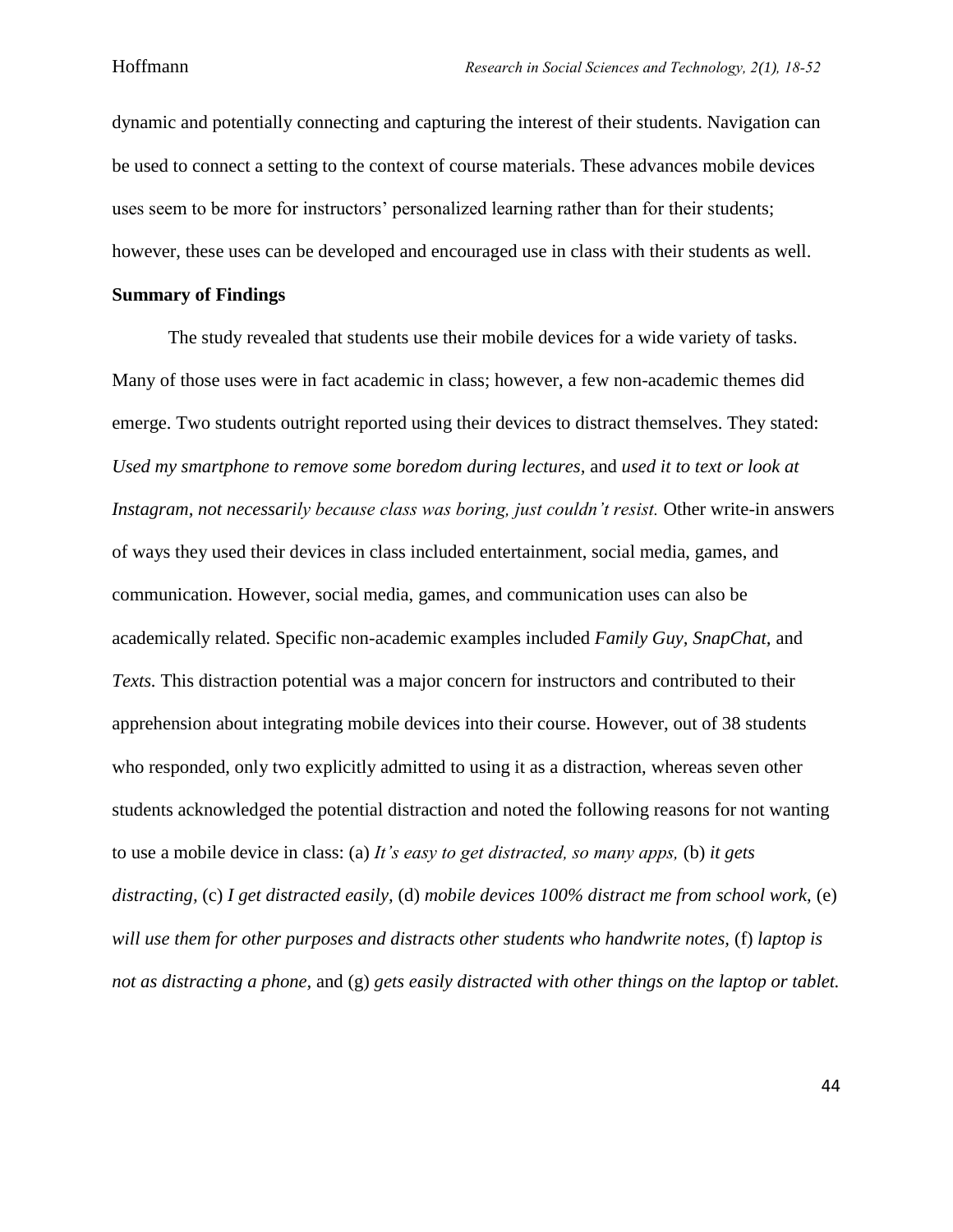dynamic and potentially connecting and capturing the interest of their students. Navigation can be used to connect a setting to the context of course materials. These advances mobile devices uses seem to be more for instructors' personalized learning rather than for their students; however, these uses can be developed and encouraged use in class with their students as well.

**Summary of Findings**

The study revealed that students use their mobile devices for a wide variety of tasks. Many of those uses were in fact academic in class; however, a few non-academic themes did emerge. Two students outright reported using their devices to distract themselves. They stated: *Used my smartphone to remove some boredom during lectures*, and *used it to text or look at Instagram, not necessarily because class was boring, just couldn't resist.* Other write-in answers of ways they used their devices in class included entertainment, social media, games, and communication. However, social media, games, and communication uses can also be academically related. Specific non-academic examples included *Family Guy, SnapChat,* and *Texts.* This distraction potential was a major concern for instructors and contributed to their apprehension about integrating mobile devices into their course. However, out of 38 students who responded, only two explicitly admitted to using it as a distraction, whereas seven other students acknowledged the potential distraction and noted the following reasons for not wanting to use a mobile device in class: (a) *It's easy to get distracted, so many apps,* (b) *it gets distracting,* (c) *I get distracted easily,* (d) *mobile devices 100% distract me from school work,* (e) *will use them for other purposes and distracts other students who handwrite notes,* (f) *laptop is not as distracting a phone,* and (g) *gets easily distracted with other things on the laptop or tablet.*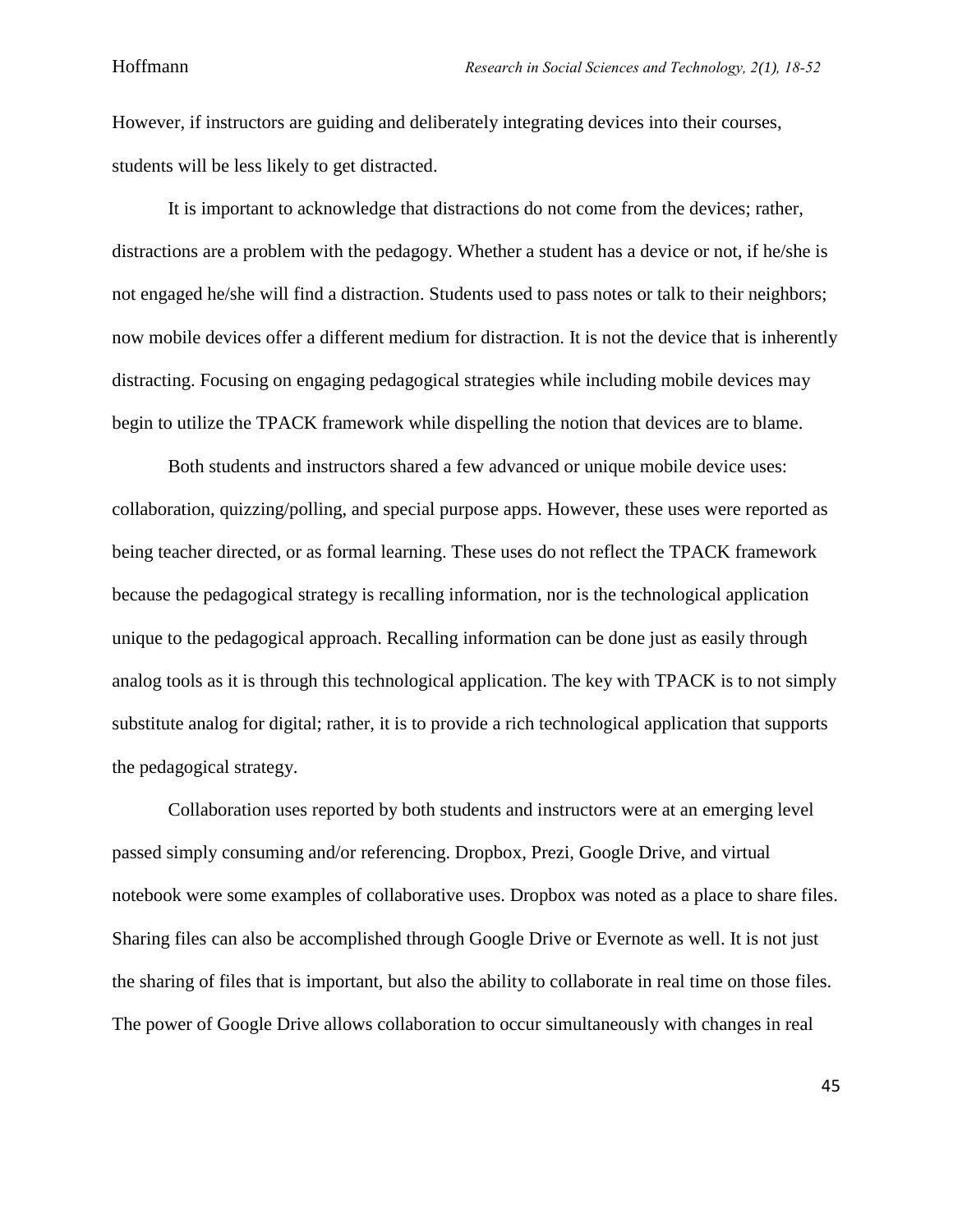However, if instructors are guiding and deliberately integrating devices into their courses, students will be less likely to get distracted.

It is important to acknowledge that distractions do not come from the devices; rather, distractions are a problem with the pedagogy. Whether a student has a device or not, if he/she is not engaged he/she will find a distraction. Students used to pass notes or talk to their neighbors; now mobile devices offer a different medium for distraction. It is not the device that is inherently distracting. Focusing on engaging pedagogical strategies while including mobile devices may begin to utilize the TPACK framework while dispelling the notion that devices are to blame.

Both students and instructors shared a few advanced or unique mobile device uses: collaboration, quizzing/polling, and special purpose apps. However, these uses were reported as being teacher directed, or as formal learning. These uses do not reflect the TPACK framework because the pedagogical strategy is recalling information, nor is the technological application unique to the pedagogical approach. Recalling information can be done just as easily through analog tools as it is through this technological application. The key with TPACK is to not simply substitute analog for digital; rather, it is to provide a rich technological application that supports the pedagogical strategy.

Collaboration uses reported by both students and instructors were at an emerging level passed simply consuming and/or referencing. Dropbox, Prezi, Google Drive, and virtual notebook were some examples of collaborative uses. Dropbox was noted as a place to share files. Sharing files can also be accomplished through Google Drive or Evernote as well. It is not just the sharing of files that is important, but also the ability to collaborate in real time on those files. The power of Google Drive allows collaboration to occur simultaneously with changes in real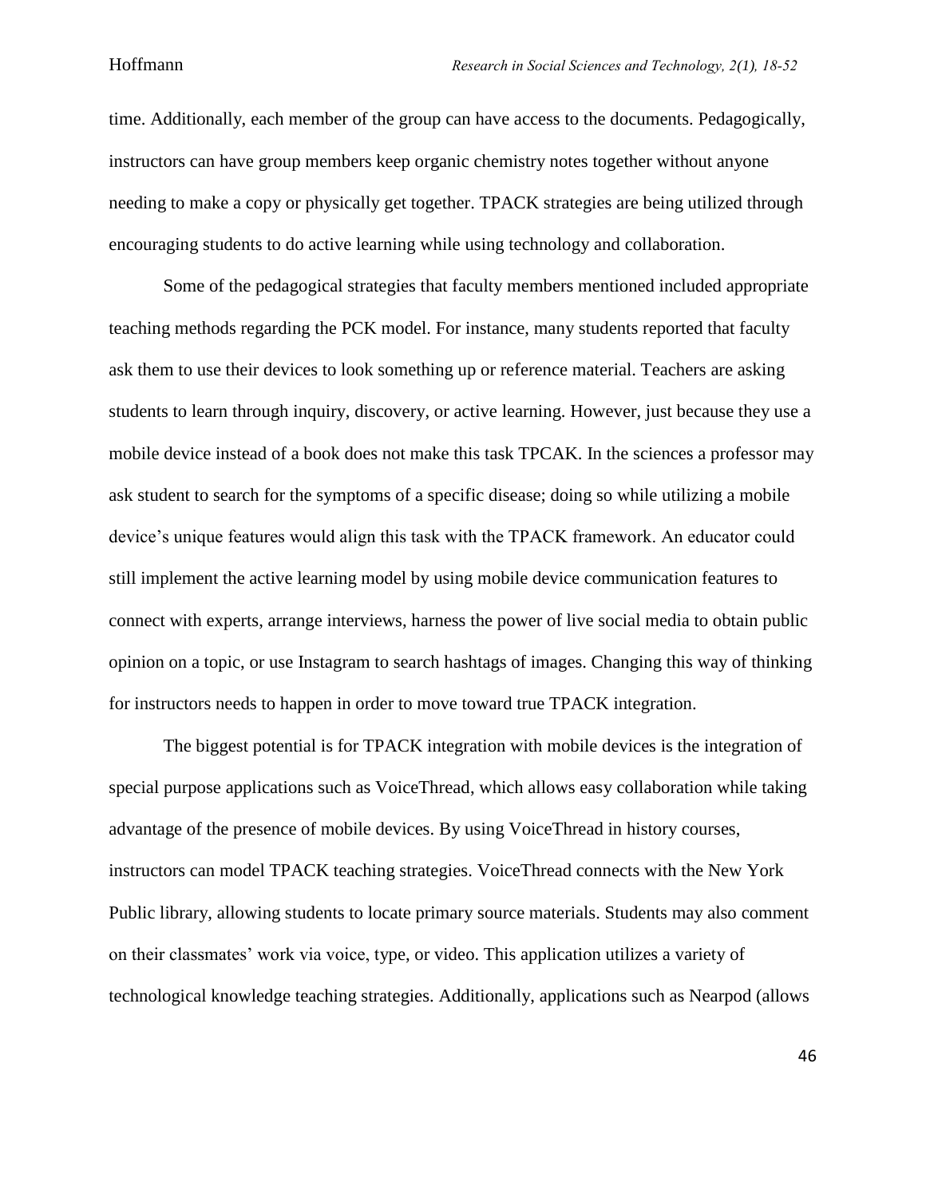time. Additionally, each member of the group can have access to the documents. Pedagogically, instructors can have group members keep organic chemistry notes together without anyone needing to make a copy or physically get together. TPACK strategies are being utilized through encouraging students to do active learning while using technology and collaboration.

Some of the pedagogical strategies that faculty members mentioned included appropriate teaching methods regarding the PCK model. For instance, many students reported that faculty ask them to use their devices to look something up or reference material. Teachers are asking students to learn through inquiry, discovery, or active learning. However, just because they use a mobile device instead of a book does not make this task TPCAK. In the sciences a professor may ask student to search for the symptoms of a specific disease; doing so while utilizing a mobile device's unique features would align this task with the TPACK framework. An educator could still implement the active learning model by using mobile device communication features to connect with experts, arrange interviews, harness the power of live social media to obtain public opinion on a topic, or use Instagram to search hashtags of images. Changing this way of thinking for instructors needs to happen in order to move toward true TPACK integration.

The biggest potential is for TPACK integration with mobile devices is the integration of special purpose applications such as VoiceThread, which allows easy collaboration while taking advantage of the presence of mobile devices. By using VoiceThread in history courses, instructors can model TPACK teaching strategies. VoiceThread connects with the New York Public library, allowing students to locate primary source materials. Students may also comment on their classmates' work via voice, type, or video. This application utilizes a variety of technological knowledge teaching strategies. Additionally, applications such as Nearpod (allows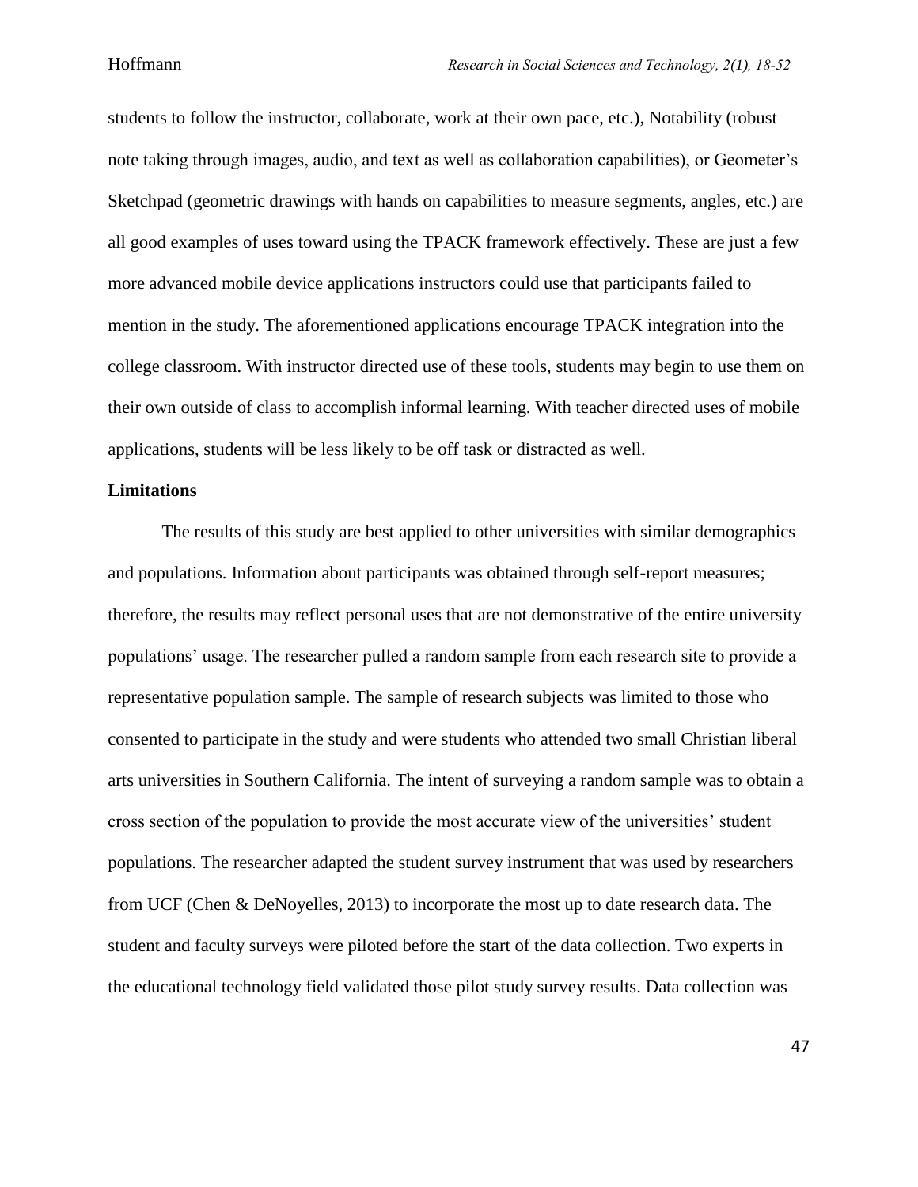students to follow the instructor, collaborate, work at their own pace, etc.), Notability (robust note taking through images, audio, and text as well as collaboration capabilities), or Geometer's Sketchpad (geometric drawings with hands on capabilities to measure segments, angles, etc.) are all good examples of uses toward using the TPACK framework effectively. These are just a few more advanced mobile device applications instructors could use that participants failed to mention in the study. The aforementioned applications encourage TPACK integration into the college classroom. With instructor directed use of these tools, students may begin to use them on their own outside of class to accomplish informal learning. With teacher directed uses of mobile applications, students will be less likely to be off task or distracted as well.

**Limitations**

The results of this study are best applied to other universities with similar demographics and populations. Information about participants was obtained through self-report measures; therefore, the results may reflect personal uses that are not demonstrative of the entire university populations' usage. The researcher pulled a random sample from each research site to provide a representative population sample. The sample of research subjects was limited to those who consented to participate in the study and were students who attended two small Christian liberal arts universities in Southern California. The intent of surveying a random sample was to obtain a cross section of the population to provide the most accurate view of the universities' student populations. The researcher adapted the student survey instrument that was used by researchers from UCF (Chen & DeNoyelles, 2013) to incorporate the most up to date research data. The student and faculty surveys were piloted before the start of the data collection. Two experts in the educational technology field validated those pilot study survey results. Data collection was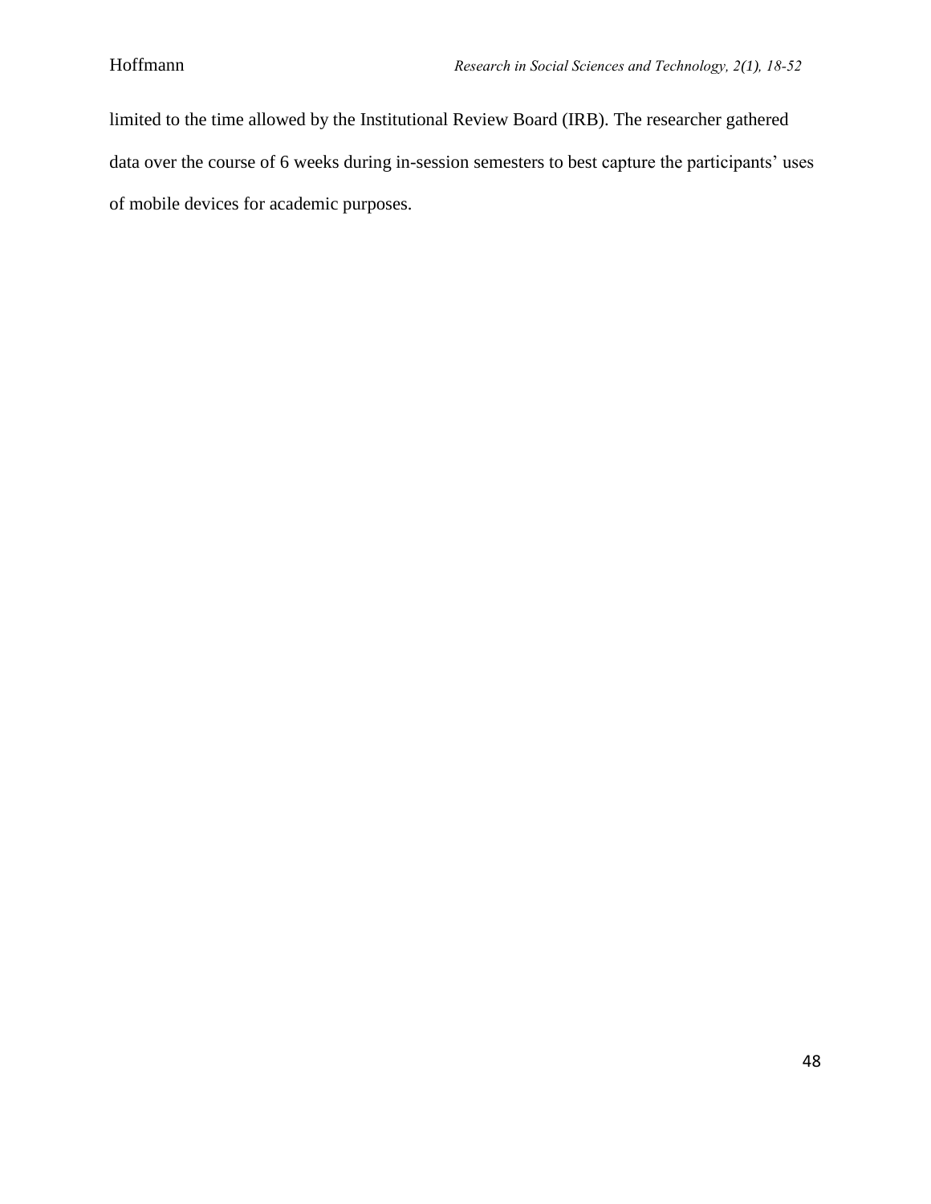limited to the time allowed by the Institutional Review Board (IRB). The researcher gathered data over the course of 6 weeks during in-session semesters to best capture the participants' uses of mobile devices for academic purposes.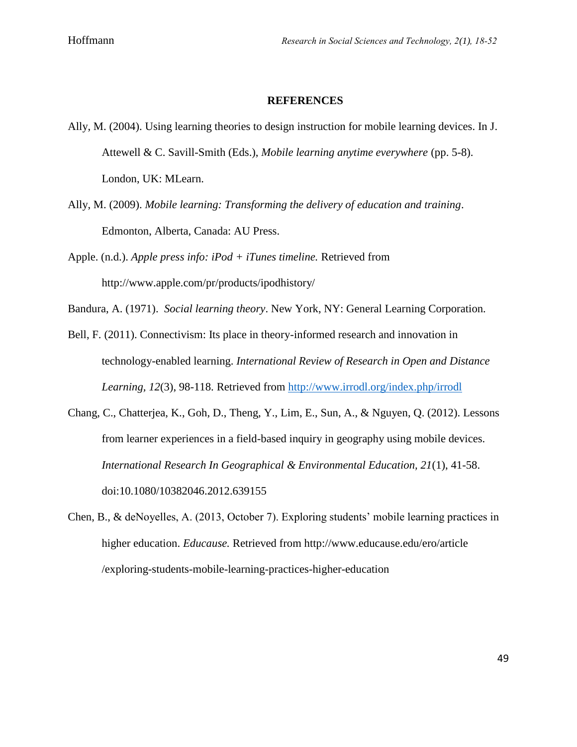## REFERENCES

Ally, M. (2004). Using learning theories to design instruction for mobile learning devices. In J. Attewell & C. Savill-Smith (Eds.), *Mobile learning anytime everywhere* (pp. 5-8). London, UK: MLearn.

Ally, M. (2009). *Mobile learning: Transforming the delivery of education and training*. Edmonton, Alberta, Canada: AU Press.

Apple. (n.d.). *Apple press info: iPod + iTunes timeline.* Retrieved from http://www.apple.com/pr/products/ipodhistory/

Bandura, A. (1971). *Social learning theory*. New York, NY: General Learning Corporation.

Bell, F. (2011). Connectivism: Its place in theory-informed research and innovation in technology-enabled learning. *International Review of Research in Open and Distance Learning, 12*(3), 98-118. Retrieved from http://www.irrodl.org/index.php/irrodl

Chang, C., Chatterjea, K., Goh, D., Theng, Y., Lim, E., Sun, A., & Nguyen, Q. (2012). Lessons from learner experiences in a field-based inquiry in geography using mobile devices. *International Research In Geographical & Environmental Education, 21*(1), 41-58. doi:10.1080/10382046.2012.639155

Chen, B., & deNoyelles, A. (2013, October 7). Exploring students' mobile learning practices in higher education. *Educause.* Retrieved from http://www.educause.edu/ero/article /exploring-students-mobile-learning-practices-higher-education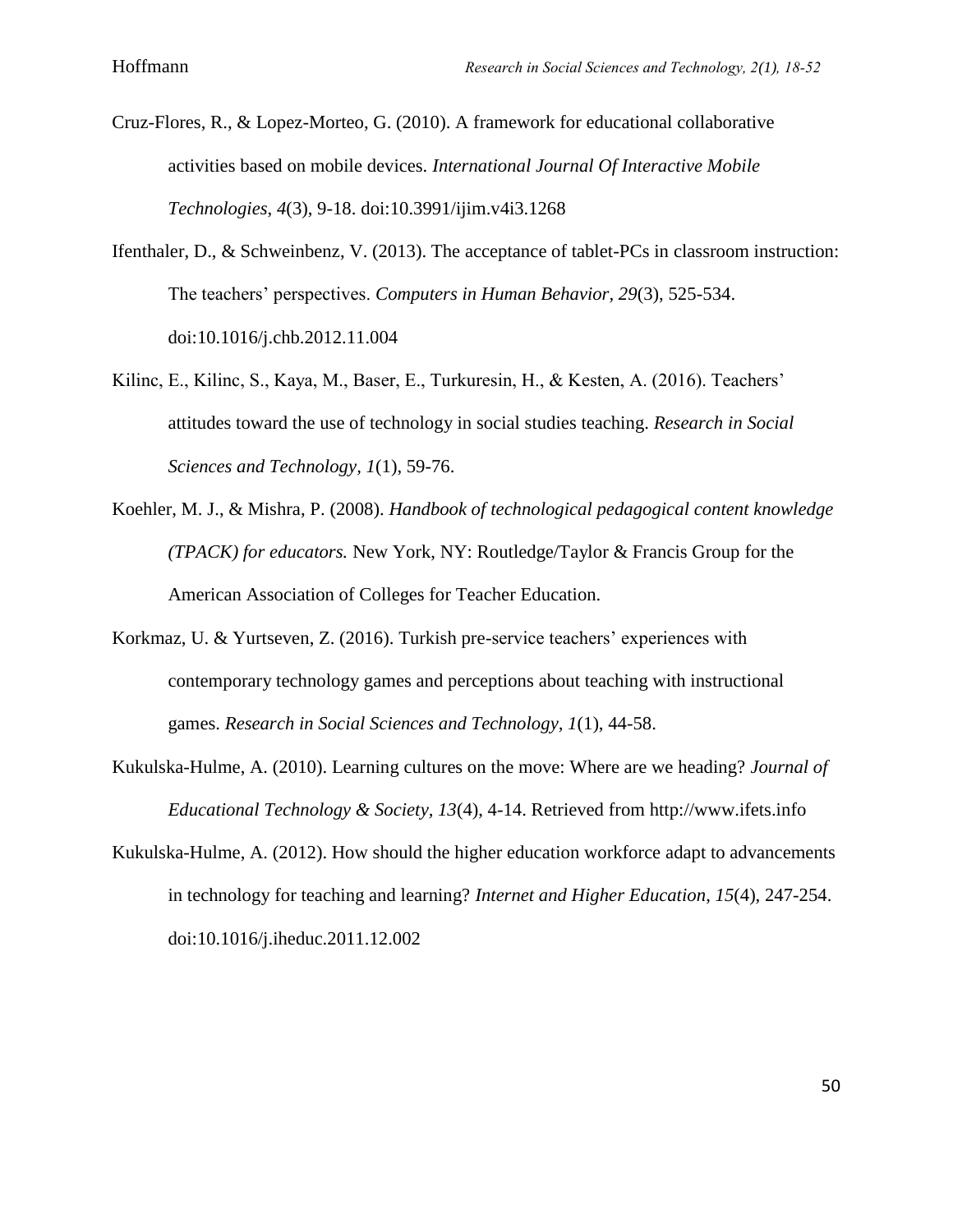Cruz-Flores, R., & Lopez-Morteo, G. (2010). A framework for educational collaborative activities based on mobile devices. *International Journal Of Interactive Mobile Technologies*, *4*(3), 9-18. doi:10.3991/ijim.v4i3.1268

Ifenthaler, D., & Schweinbenz, V. (2013). The acceptance of tablet-PCs in classroom instruction: The teachers' perspectives. *Computers in Human Behavior*, *29*(3), 525-534. doi:10.1016/j.chb.2012.11.004

Kilinc, E., Kilinc, S., Kaya, M., Baser, E., Turkuresin, H., & Kesten, A. (2016). Teachers' attitudes toward the use of technology in social studies teaching. *Research in Social Sciences and Technology, 1*(1), 59-76.

Koehler, M. J., & Mishra, P. (2008). *Handbook of technological pedagogical content knowledge (TPACK) for educators.* New York, NY: Routledge/Taylor & Francis Group for the American Association of Colleges for Teacher Education.

Korkmaz, U. & Yurtseven, Z. (2016). Turkish pre-service teachers' experiences with contemporary technology games and perceptions about teaching with instructional games. *Research in Social Sciences and Technology, 1*(1), 44-58.

Kukulska-Hulme, A. (2010). Learning cultures on the move: Where are we heading? *Journal of Educational Technology & Society, 13*(4), 4-14. Retrieved from http://www.ifets.info

Kukulska-Hulme, A. (2012). How should the higher education workforce adapt to advancements in technology for teaching and learning? *Internet and Higher Education*, *15*(4), 247-254. doi:10.1016/j.iheduc.2011.12.002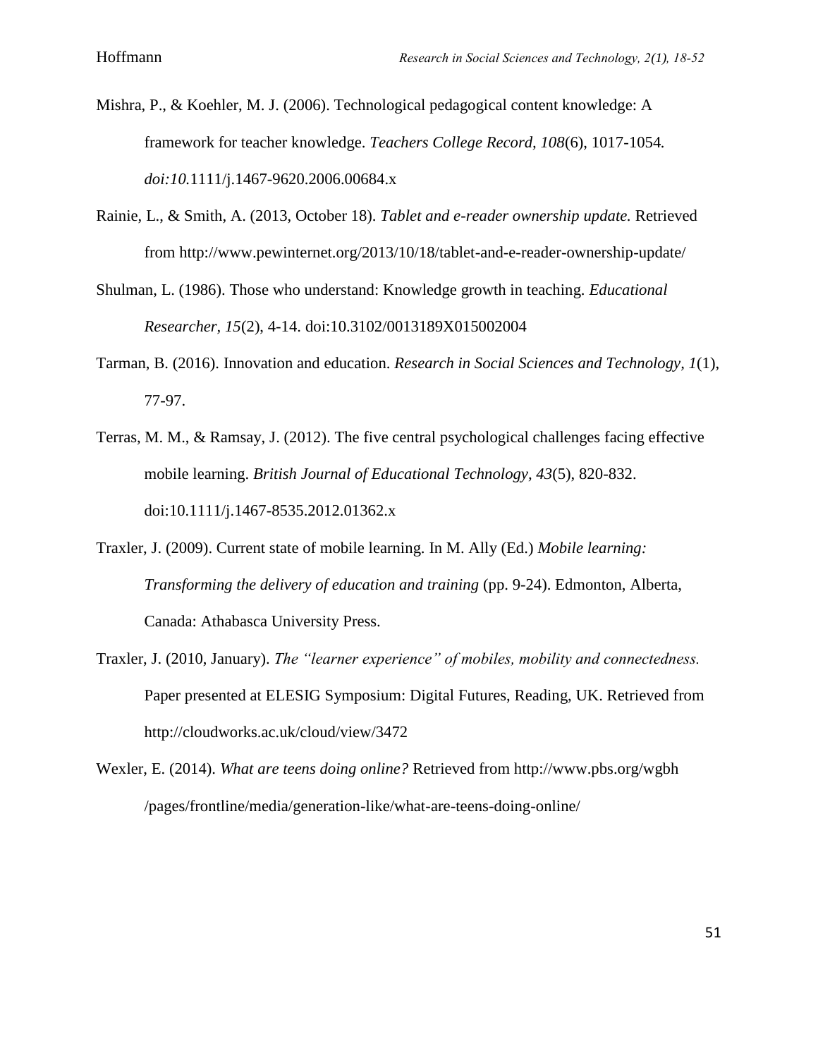Mishra, P., & Koehler, M. J. (2006). Technological pedagogical content knowledge: A framework for teacher knowledge. *Teachers College Record, 108*(6), 1017-1054*. doi:10.*1111/j.1467-9620.2006.00684.x

Rainie, L., & Smith, A. (2013, October 18). *Tablet and e-reader ownership update.* Retrieved from http://www.pewinternet.org/2013/10/18/tablet-and-e-reader-ownership-update/

Shulman, L. (1986). Those who understand: Knowledge growth in teaching. *Educational Researcher*, *15*(2), 4-14. doi:10.3102/0013189X015002004

Tarman, B. (2016). Innovation and education. *Research in Social Sciences and Technology, 1*(1), 77-97.

Terras, M. M., & Ramsay, J. (2012). The five central psychological challenges facing effective mobile learning. *British Journal of Educational Technology, 43*(5), 820-832. doi:10.1111/j.1467-8535.2012.01362.x

Traxler, J. (2009). Current state of mobile learning. In M. Ally (Ed.) *Mobile learning: Transforming the delivery of education and training* (pp. 9-24). Edmonton, Alberta, Canada: Athabasca University Press.

Traxler, J. (2010, January). *The "learner experience" of mobiles, mobility and connectedness.* Paper presented at ELESIG Symposium: Digital Futures, Reading, UK. Retrieved from http://cloudworks.ac.uk/cloud/view/3472

Wexler, E. (2014). *What are teens doing online?* Retrieved from http://www.pbs.org/wgbh /pages/frontline/media/generation-like/what-are-teens-doing-online/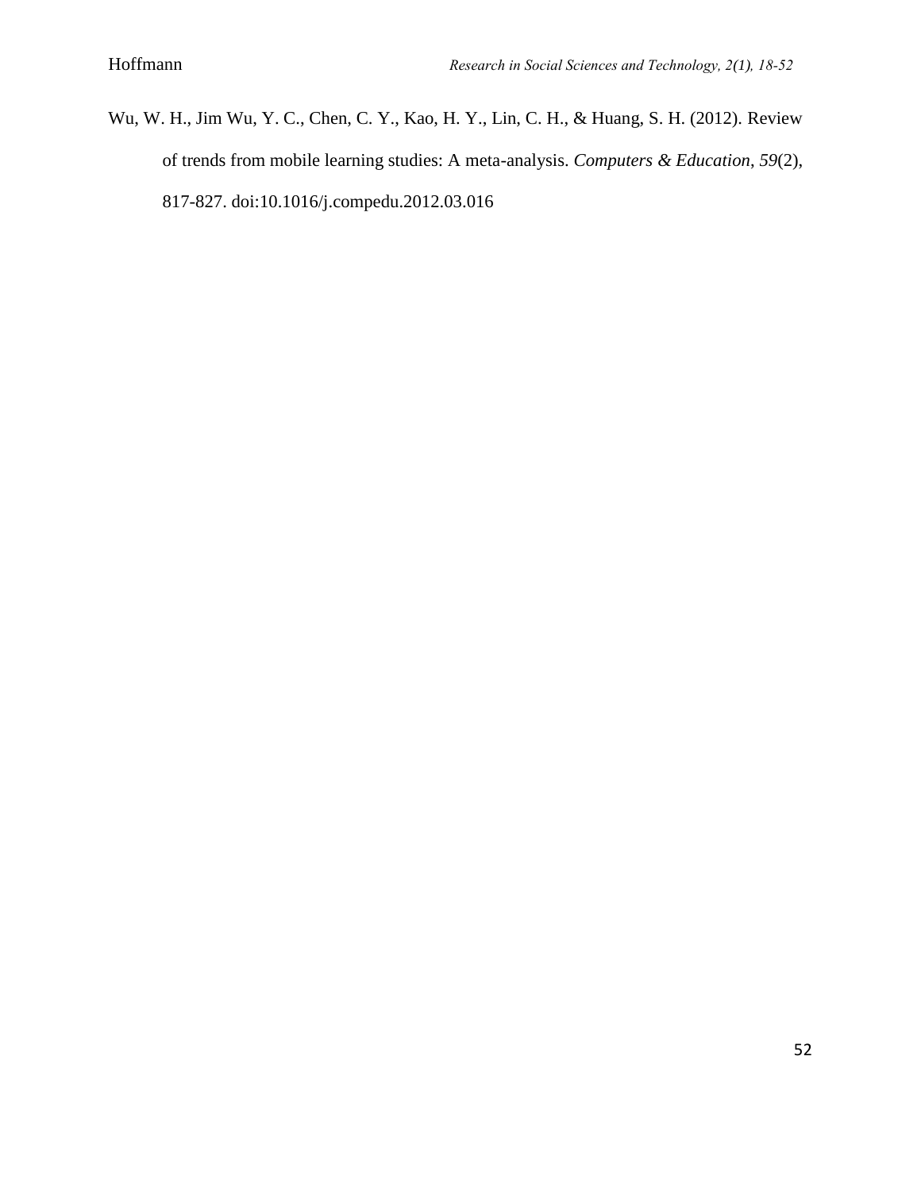Wu, W. H., Jim Wu, Y. C., Chen, C. Y., Kao, H. Y., Lin, C. H., & Huang, S. H. (2012). Review of trends from mobile learning studies: A meta-analysis. *Computers & Education*, *59*(2), 817-827. doi:10.1016/j.compedu.2012.03.016